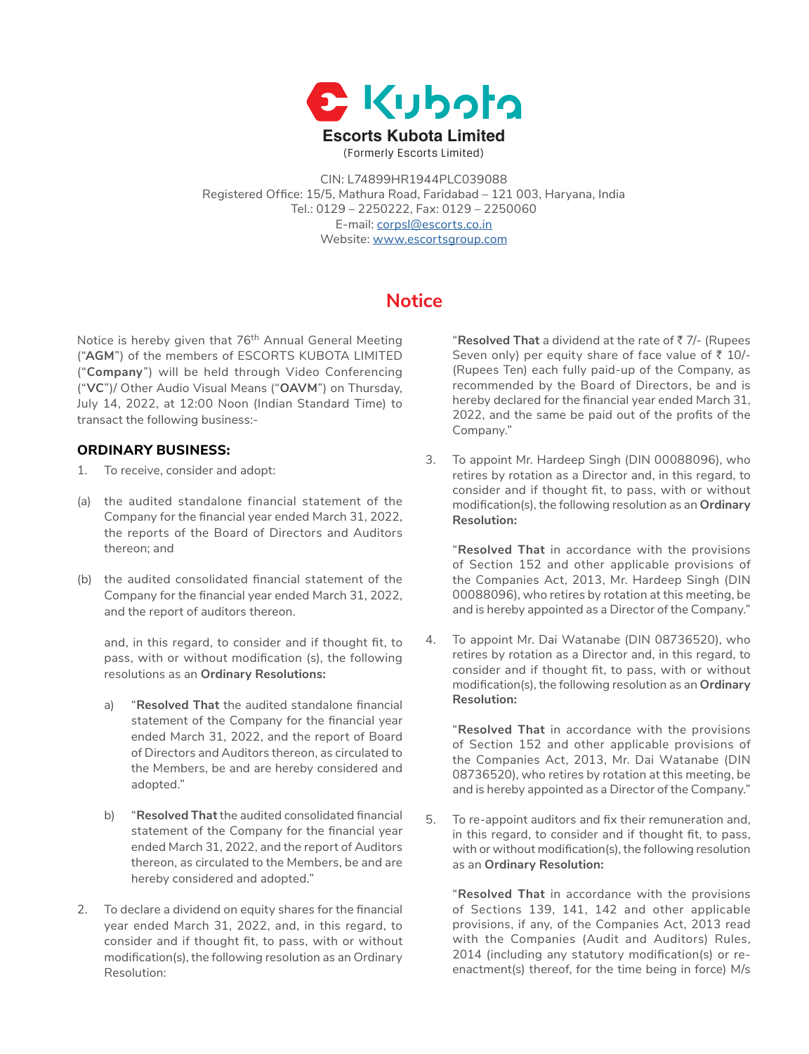# Escorts Kubota Limited

(Formerly Escorts Limited)

CIN: L74899HR1944PLC039088
Registered Office: 15/5, Mathura Road, Faridabad – 121 003, Haryana, India
Tel.: 0129 – 2250222, Fax: 0129 – 2250060
E-mail: corpsl@escorts.co.in
Website: www.escortsgroup.com

## Notice

Notice is hereby given that 76th Annual General Meeting ("**AGM**") of the members of ESCORTS KUBOTA LIMITED ("**Company**") will be held through Video Conferencing ("**VC**")/ Other Audio Visual Means ("**OAVM**") on Thursday, July 14, 2022, at 12:00 Noon (Indian Standard Time) to transact the following business:-

### ORDINARY BUSINESS:

1. To receive, consider and adopt:

(a) the audited standalone financial statement of the Company for the financial year ended March 31, 2022, the reports of the Board of Directors and Auditors thereon; and

(b) the audited consolidated financial statement of the Company for the financial year ended March 31, 2022, and the report of auditors thereon.

and, in this regard, to consider and if thought fit, to pass, with or without modification (s), the following resolutions as an **Ordinary Resolutions:**

a) "**Resolved That** the audited standalone financial statement of the Company for the financial year ended March 31, 2022, and the report of Board of Directors and Auditors thereon, as circulated to the Members, be and are hereby considered and adopted."

b) "**Resolved That** the audited consolidated financial statement of the Company for the financial year ended March 31, 2022, and the report of Auditors thereon, as circulated to the Members, be and are hereby considered and adopted."

2. To declare a dividend on equity shares for the financial year ended March 31, 2022, and, in this regard, to consider and if thought fit, to pass, with or without modification(s), the following resolution as an Ordinary Resolution:

"**Resolved That** a dividend at the rate of ₹ 7/- (Rupees Seven only) per equity share of face value of ₹ 10/- (Rupees Ten) each fully paid-up of the Company, as recommended by the Board of Directors, be and is hereby declared for the financial year ended March 31, 2022, and the same be paid out of the profits of the Company."

3. To appoint Mr. Hardeep Singh (DIN 00088096), who retires by rotation as a Director and, in this regard, to consider and if thought fit, to pass, with or without modification(s), the following resolution as an **Ordinary Resolution:**

"**Resolved That** in accordance with the provisions of Section 152 and other applicable provisions of the Companies Act, 2013, Mr. Hardeep Singh (DIN 00088096), who retires by rotation at this meeting, be and is hereby appointed as a Director of the Company."

4. To appoint Mr. Dai Watanabe (DIN 08736520), who retires by rotation as a Director and, in this regard, to consider and if thought fit, to pass, with or without modification(s), the following resolution as an **Ordinary Resolution:**

"**Resolved That** in accordance with the provisions of Section 152 and other applicable provisions of the Companies Act, 2013, Mr. Dai Watanabe (DIN 08736520), who retires by rotation at this meeting, be and is hereby appointed as a Director of the Company."

5. To re-appoint auditors and fix their remuneration and, in this regard, to consider and if thought fit, to pass, with or without modification(s), the following resolution as an **Ordinary Resolution:**

"**Resolved That** in accordance with the provisions of Sections 139, 141, 142 and other applicable provisions, if any, of the Companies Act, 2013 read with the Companies (Audit and Auditors) Rules, 2014 (including any statutory modification(s) or re-enactment(s) thereof, for the time being in force) M/s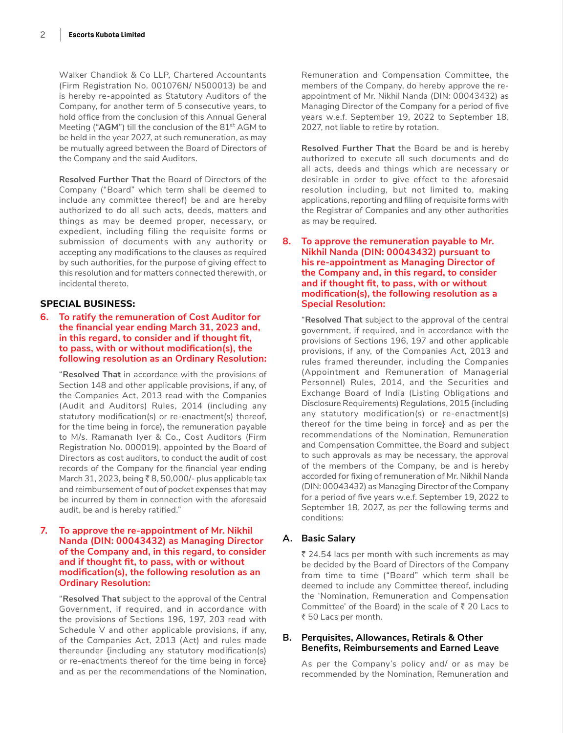Walker Chandiok & Co LLP, Chartered Accountants (Firm Registration No. 001076N/ N500013) be and is hereby re-appointed as Statutory Auditors of the Company, for another term of 5 consecutive years, to hold office from the conclusion of this Annual General Meeting ("**AGM**") till the conclusion of the 81st AGM to be held in the year 2027, at such remuneration, as may be mutually agreed between the Board of Directors of the Company and the said Auditors.

**Resolved Further That** the Board of Directors of the Company ("Board" which term shall be deemed to include any committee thereof) be and are hereby authorized to do all such acts, deeds, matters and things as may be deemed proper, necessary, or expedient, including filing the requisite forms or submission of documents with any authority or accepting any modifications to the clauses as required by such authorities, for the purpose of giving effect to this resolution and for matters connected therewith, or incidental thereto.

## SPECIAL BUSINESS:

### 6. To ratify the remuneration of Cost Auditor for the financial year ending March 31, 2023 and, in this regard, to consider and if thought fit, to pass, with or without modification(s), the following resolution as an Ordinary Resolution:

"**Resolved That** in accordance with the provisions of Section 148 and other applicable provisions, if any, of the Companies Act, 2013 read with the Companies (Audit and Auditors) Rules, 2014 (including any statutory modification(s) or re-enactment(s) thereof, for the time being in force), the remuneration payable to M/s. Ramanath Iyer & Co., Cost Auditors (Firm Registration No. 000019), appointed by the Board of Directors as cost auditors, to conduct the audit of cost records of the Company for the financial year ending March 31, 2023, being ₹ 8, 50,000/- plus applicable tax and reimbursement of out of pocket expenses that may be incurred by them in connection with the aforesaid audit, be and is hereby ratified."

### 7. To approve the re-appointment of Mr. Nikhil Nanda (DIN: 00043432) as Managing Director of the Company and, in this regard, to consider and if thought fit, to pass, with or without modification(s), the following resolution as an Ordinary Resolution:

"**Resolved That** subject to the approval of the Central Government, if required, and in accordance with the provisions of Sections 196, 197, 203 read with Schedule V and other applicable provisions, if any, of the Companies Act, 2013 (Act) and rules made thereunder {including any statutory modification(s) or re-enactments thereof for the time being in force} and as per the recommendations of the Nomination, Remuneration and Compensation Committee, the members of the Company, do hereby approve the re-appointment of Mr. Nikhil Nanda (DIN: 00043432) as Managing Director of the Company for a period of five years w.e.f. September 19, 2022 to September 18, 2027, not liable to retire by rotation.

**Resolved Further That** the Board be and is hereby authorized to execute all such documents and do all acts, deeds and things which are necessary or desirable in order to give effect to the aforesaid resolution including, but not limited to, making applications, reporting and filing of requisite forms with the Registrar of Companies and any other authorities as may be required.

### 8. To approve the remuneration payable to Mr. Nikhil Nanda (DIN: 00043432) pursuant to his re-appointment as Managing Director of the Company and, in this regard, to consider and if thought fit, to pass, with or without modification(s), the following resolution as a Special Resolution:

"**Resolved That** subject to the approval of the central government, if required, and in accordance with the provisions of Sections 196, 197 and other applicable provisions, if any, of the Companies Act, 2013 and rules framed thereunder, including the Companies (Appointment and Remuneration of Managerial Personnel) Rules, 2014, and the Securities and Exchange Board of India (Listing Obligations and Disclosure Requirements) Regulations, 2015 {including any statutory modification(s) or re-enactment(s) thereof for the time being in force} and as per the recommendations of the Nomination, Remuneration and Compensation Committee, the Board and subject to such approvals as may be necessary, the approval of the members of the Company, be and is hereby accorded for fixing of remuneration of Mr. Nikhil Nanda (DIN: 00043432) as Managing Director of the Company for a period of five years w.e.f. September 19, 2022 to September 18, 2027, as per the following terms and conditions:

**A. Basic Salary**

₹ 24.54 lacs per month with such increments as may be decided by the Board of Directors of the Company from time to time ("Board" which term shall be deemed to include any Committee thereof, including the 'Nomination, Remuneration and Compensation Committee' of the Board) in the scale of ₹ 20 Lacs to ₹ 50 Lacs per month.

**B. Perquisites, Allowances, Retirals & Other Benefits, Reimbursements and Earned Leave**

As per the Company's policy and/ or as may be recommended by the Nomination, Remuneration and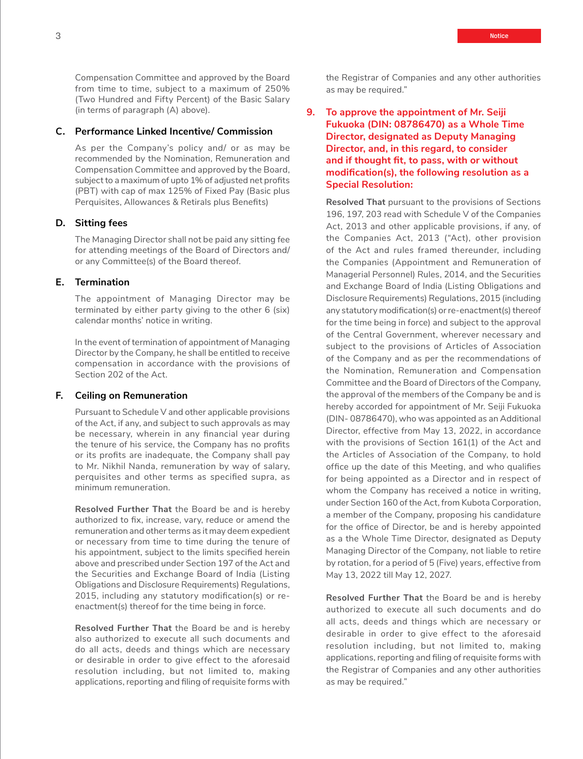Compensation Committee and approved by the Board from time to time, subject to a maximum of 250% (Two Hundred and Fifty Percent) of the Basic Salary (in terms of paragraph (A) above).

### C. Performance Linked Incentive/ Commission

As per the Company's policy and/ or as may be recommended by the Nomination, Remuneration and Compensation Committee and approved by the Board, subject to a maximum of upto 1% of adjusted net profits (PBT) with cap of max 125% of Fixed Pay (Basic plus Perquisites, Allowances & Retirals plus Benefits)

### D. Sitting fees

The Managing Director shall not be paid any sitting fee for attending meetings of the Board of Directors and/ or any Committee(s) of the Board thereof.

### E. Termination

The appointment of Managing Director may be terminated by either party giving to the other 6 (six) calendar months' notice in writing.

In the event of termination of appointment of Managing Director by the Company, he shall be entitled to receive compensation in accordance with the provisions of Section 202 of the Act.

### F. Ceiling on Remuneration

Pursuant to Schedule V and other applicable provisions of the Act, if any, and subject to such approvals as may be necessary, wherein in any financial year during the tenure of his service, the Company has no profits or its profits are inadequate, the Company shall pay to Mr. Nikhil Nanda, remuneration by way of salary, perquisites and other terms as specified supra, as minimum remuneration.

**Resolved Further That** the Board be and is hereby authorized to fix, increase, vary, reduce or amend the remuneration and other terms as it may deem expedient or necessary from time to time during the tenure of his appointment, subject to the limits specified herein above and prescribed under Section 197 of the Act and the Securities and Exchange Board of India (Listing Obligations and Disclosure Requirements) Regulations, 2015, including any statutory modification(s) or re-enactment(s) thereof for the time being in force.

**Resolved Further That** the Board be and is hereby also authorized to execute all such documents and do all acts, deeds and things which are necessary or desirable in order to give effect to the aforesaid resolution including, but not limited to, making applications, reporting and filing of requisite forms with the Registrar of Companies and any other authorities as may be required."

## 9. To approve the appointment of Mr. Seiji Fukuoka (DIN: 08786470) as a Whole Time Director, designated as Deputy Managing Director, and, in this regard, to consider and if thought fit, to pass, with or without modification(s), the following resolution as a Special Resolution:

**Resolved That** pursuant to the provisions of Sections 196, 197, 203 read with Schedule V of the Companies Act, 2013 and other applicable provisions, if any, of the Companies Act, 2013 ("Act), other provision of the Act and rules framed thereunder, including the Companies (Appointment and Remuneration of Managerial Personnel) Rules, 2014, and the Securities and Exchange Board of India (Listing Obligations and Disclosure Requirements) Regulations, 2015 (including any statutory modification(s) or re-enactment(s) thereof for the time being in force) and subject to the approval of the Central Government, wherever necessary and subject to the provisions of Articles of Association of the Company and as per the recommendations of the Nomination, Remuneration and Compensation Committee and the Board of Directors of the Company, the approval of the members of the Company be and is hereby accorded for appointment of Mr. Seiji Fukuoka (DIN- 08786470), who was appointed as an Additional Director, effective from May 13, 2022, in accordance with the provisions of Section 161(1) of the Act and the Articles of Association of the Company, to hold office up the date of this Meeting, and who qualifies for being appointed as a Director and in respect of whom the Company has received a notice in writing, under Section 160 of the Act, from Kubota Corporation, a member of the Company, proposing his candidature for the office of Director, be and is hereby appointed as a the Whole Time Director, designated as Deputy Managing Director of the Company, not liable to retire by rotation, for a period of 5 (Five) years, effective from May 13, 2022 till May 12, 2027.

**Resolved Further That** the Board be and is hereby authorized to execute all such documents and do all acts, deeds and things which are necessary or desirable in order to give effect to the aforesaid resolution including, but not limited to, making applications, reporting and filing of requisite forms with the Registrar of Companies and any other authorities as may be required."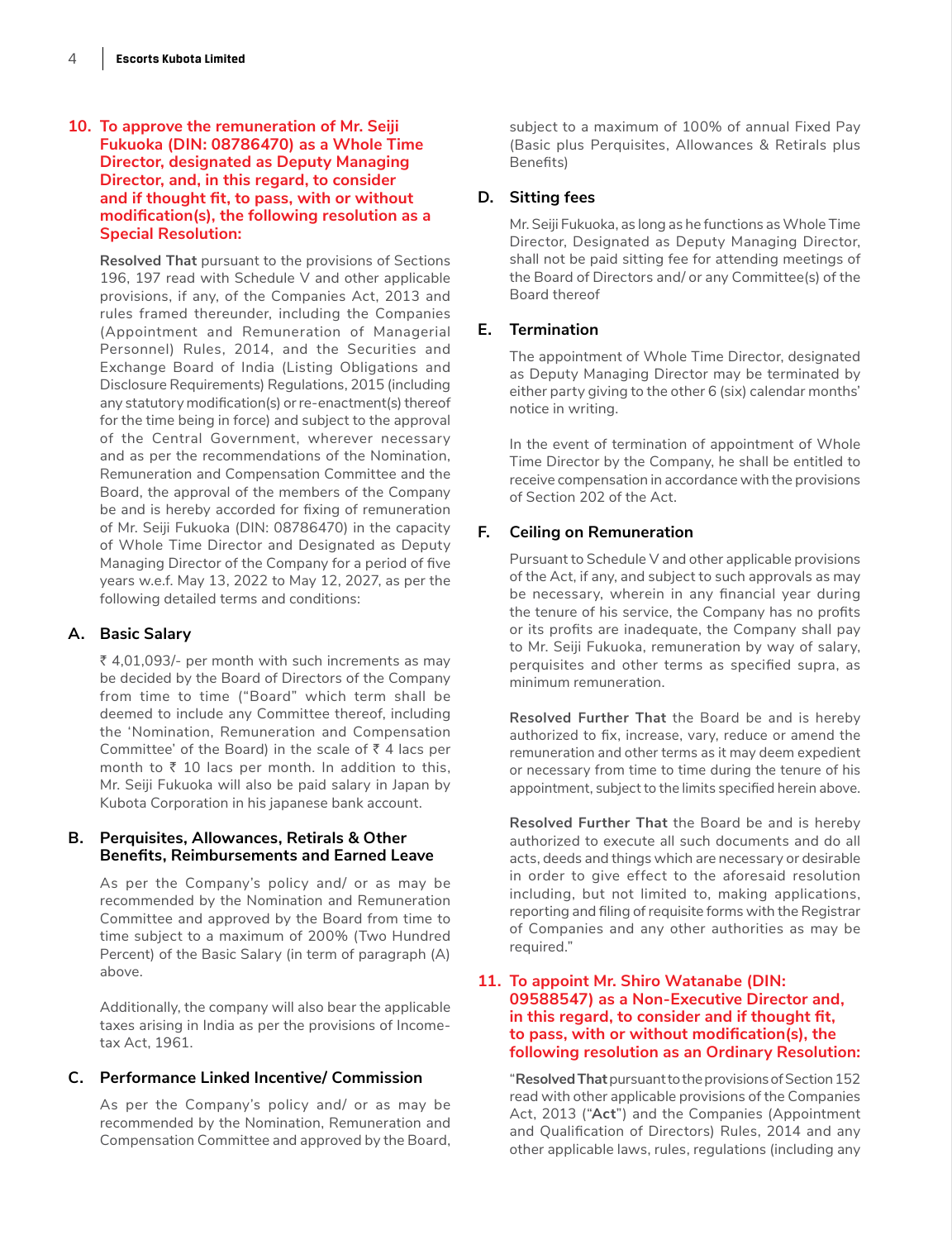**10. To approve the remuneration of Mr. Seiji Fukuoka (DIN: 08786470) as a Whole Time Director, designated as Deputy Managing Director, and, in this regard, to consider and if thought fit, to pass, with or without modification(s), the following resolution as a Special Resolution:**

**Resolved That** pursuant to the provisions of Sections 196, 197 read with Schedule V and other applicable provisions, if any, of the Companies Act, 2013 and rules framed thereunder, including the Companies (Appointment and Remuneration of Managerial Personnel) Rules, 2014, and the Securities and Exchange Board of India (Listing Obligations and Disclosure Requirements) Regulations, 2015 (including any statutory modification(s) or re-enactment(s) thereof for the time being in force) and subject to the approval of the Central Government, wherever necessary and as per the recommendations of the Nomination, Remuneration and Compensation Committee and the Board, the approval of the members of the Company be and is hereby accorded for fixing of remuneration of Mr. Seiji Fukuoka (DIN: 08786470) in the capacity of Whole Time Director and Designated as Deputy Managing Director of the Company for a period of five years w.e.f. May 13, 2022 to May 12, 2027, as per the following detailed terms and conditions:

**A. Basic Salary**

₹ 4,01,093/- per month with such increments as may be decided by the Board of Directors of the Company from time to time ("Board" which term shall be deemed to include any Committee thereof, including the 'Nomination, Remuneration and Compensation Committee' of the Board) in the scale of ₹ 4 lacs per month to ₹ 10 lacs per month. In addition to this, Mr. Seiji Fukuoka will also be paid salary in Japan by Kubota Corporation in his japanese bank account.

**B. Perquisites, Allowances, Retirals & Other Benefits, Reimbursements and Earned Leave**

As per the Company's policy and/ or as may be recommended by the Nomination and Remuneration Committee and approved by the Board from time to time subject to a maximum of 200% (Two Hundred Percent) of the Basic Salary (in term of paragraph (A) above.

Additionally, the company will also bear the applicable taxes arising in India as per the provisions of Income-tax Act, 1961.

**C. Performance Linked Incentive/ Commission**

As per the Company's policy and/ or as may be recommended by the Nomination, Remuneration and Compensation Committee and approved by the Board, subject to a maximum of 100% of annual Fixed Pay (Basic plus Perquisites, Allowances & Retirals plus Benefits)

**D. Sitting fees**

Mr. Seiji Fukuoka, as long as he functions as Whole Time Director, Designated as Deputy Managing Director, shall not be paid sitting fee for attending meetings of the Board of Directors and/ or any Committee(s) of the Board thereof

**E. Termination**

The appointment of Whole Time Director, designated as Deputy Managing Director may be terminated by either party giving to the other 6 (six) calendar months' notice in writing.

In the event of termination of appointment of Whole Time Director by the Company, he shall be entitled to receive compensation in accordance with the provisions of Section 202 of the Act.

**F. Ceiling on Remuneration**

Pursuant to Schedule V and other applicable provisions of the Act, if any, and subject to such approvals as may be necessary, wherein in any financial year during the tenure of his service, the Company has no profits or its profits are inadequate, the Company shall pay to Mr. Seiji Fukuoka, remuneration by way of salary, perquisites and other terms as specified supra, as minimum remuneration.

**Resolved Further That** the Board be and is hereby authorized to fix, increase, vary, reduce or amend the remuneration and other terms as it may deem expedient or necessary from time to time during the tenure of his appointment, subject to the limits specified herein above.

**Resolved Further That** the Board be and is hereby authorized to execute all such documents and do all acts, deeds and things which are necessary or desirable in order to give effect to the aforesaid resolution including, but not limited to, making applications, reporting and filing of requisite forms with the Registrar of Companies and any other authorities as may be required."

**11. To appoint Mr. Shiro Watanabe (DIN: 09588547) as a Non-Executive Director and, in this regard, to consider and if thought fit, to pass, with or without modification(s), the following resolution as an Ordinary Resolution:**

"**Resolved That** pursuant to the provisions of Section 152 read with other applicable provisions of the Companies Act, 2013 ("**Act**") and the Companies (Appointment and Qualification of Directors) Rules, 2014 and any other applicable laws, rules, regulations (including any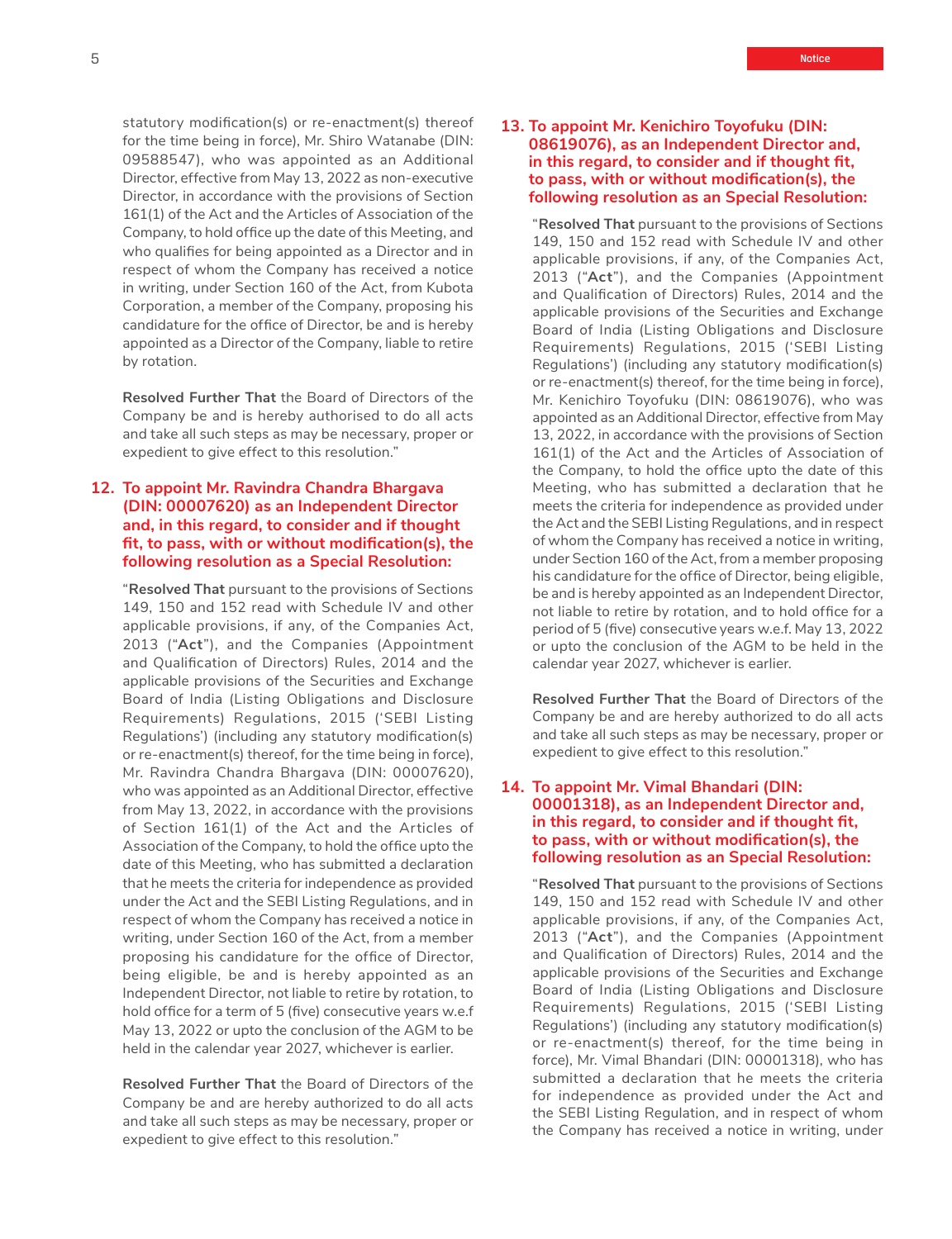statutory modification(s) or re-enactment(s) thereof for the time being in force), Mr. Shiro Watanabe (DIN: 09588547), who was appointed as an Additional Director, effective from May 13, 2022 as non-executive Director, in accordance with the provisions of Section 161(1) of the Act and the Articles of Association of the Company, to hold office up the date of this Meeting, and who qualifies for being appointed as a Director and in respect of whom the Company has received a notice in writing, under Section 160 of the Act, from Kubota Corporation, a member of the Company, proposing his candidature for the office of Director, be and is hereby appointed as a Director of the Company, liable to retire by rotation.

**Resolved Further That** the Board of Directors of the Company be and is hereby authorised to do all acts and take all such steps as may be necessary, proper or expedient to give effect to this resolution."

## 12. To appoint Mr. Ravindra Chandra Bhargava (DIN: 00007620) as an Independent Director and, in this regard, to consider and if thought fit, to pass, with or without modification(s), the following resolution as a Special Resolution:

"**Resolved That** pursuant to the provisions of Sections 149, 150 and 152 read with Schedule IV and other applicable provisions, if any, of the Companies Act, 2013 ("**Act**"), and the Companies (Appointment and Qualification of Directors) Rules, 2014 and the applicable provisions of the Securities and Exchange Board of India (Listing Obligations and Disclosure Requirements) Regulations, 2015 ('SEBI Listing Regulations') (including any statutory modification(s) or re-enactment(s) thereof, for the time being in force), Mr. Ravindra Chandra Bhargava (DIN: 00007620), who was appointed as an Additional Director, effective from May 13, 2022, in accordance with the provisions of Section 161(1) of the Act and the Articles of Association of the Company, to hold the office upto the date of this Meeting, who has submitted a declaration that he meets the criteria for independence as provided under the Act and the SEBI Listing Regulations, and in respect of whom the Company has received a notice in writing, under Section 160 of the Act, from a member proposing his candidature for the office of Director, being eligible, be and is hereby appointed as an Independent Director, not liable to retire by rotation, to hold office for a term of 5 (five) consecutive years w.e.f May 13, 2022 or upto the conclusion of the AGM to be held in the calendar year 2027, whichever is earlier.

**Resolved Further That** the Board of Directors of the Company be and are hereby authorized to do all acts and take all such steps as may be necessary, proper or expedient to give effect to this resolution."

## 13. To appoint Mr. Kenichiro Toyofuku (DIN: 08619076), as an Independent Director and, in this regard, to consider and if thought fit, to pass, with or without modification(s), the following resolution as an Special Resolution:

"**Resolved That** pursuant to the provisions of Sections 149, 150 and 152 read with Schedule IV and other applicable provisions, if any, of the Companies Act, 2013 ("**Act**"), and the Companies (Appointment and Qualification of Directors) Rules, 2014 and the applicable provisions of the Securities and Exchange Board of India (Listing Obligations and Disclosure Requirements) Regulations, 2015 ('SEBI Listing Regulations') (including any statutory modification(s) or re-enactment(s) thereof, for the time being in force), Mr. Kenichiro Toyofuku (DIN: 08619076), who was appointed as an Additional Director, effective from May 13, 2022, in accordance with the provisions of Section 161(1) of the Act and the Articles of Association of the Company, to hold the office upto the date of this Meeting, who has submitted a declaration that he meets the criteria for independence as provided under the Act and the SEBI Listing Regulations, and in respect of whom the Company has received a notice in writing, under Section 160 of the Act, from a member proposing his candidature for the office of Director, being eligible, be and is hereby appointed as an Independent Director, not liable to retire by rotation, and to hold office for a period of 5 (five) consecutive years w.e.f. May 13, 2022 or upto the conclusion of the AGM to be held in the calendar year 2027, whichever is earlier.

**Resolved Further That** the Board of Directors of the Company be and are hereby authorized to do all acts and take all such steps as may be necessary, proper or expedient to give effect to this resolution."

## 14. To appoint Mr. Vimal Bhandari (DIN: 00001318), as an Independent Director and, in this regard, to consider and if thought fit, to pass, with or without modification(s), the following resolution as an Special Resolution:

"**Resolved That** pursuant to the provisions of Sections 149, 150 and 152 read with Schedule IV and other applicable provisions, if any, of the Companies Act, 2013 ("**Act**"), and the Companies (Appointment and Qualification of Directors) Rules, 2014 and the applicable provisions of the Securities and Exchange Board of India (Listing Obligations and Disclosure Requirements) Regulations, 2015 ('SEBI Listing Regulations') (including any statutory modification(s) or re-enactment(s) thereof, for the time being in force), Mr. Vimal Bhandari (DIN: 00001318), who has submitted a declaration that he meets the criteria for independence as provided under the Act and the SEBI Listing Regulation, and in respect of whom the Company has received a notice in writing, under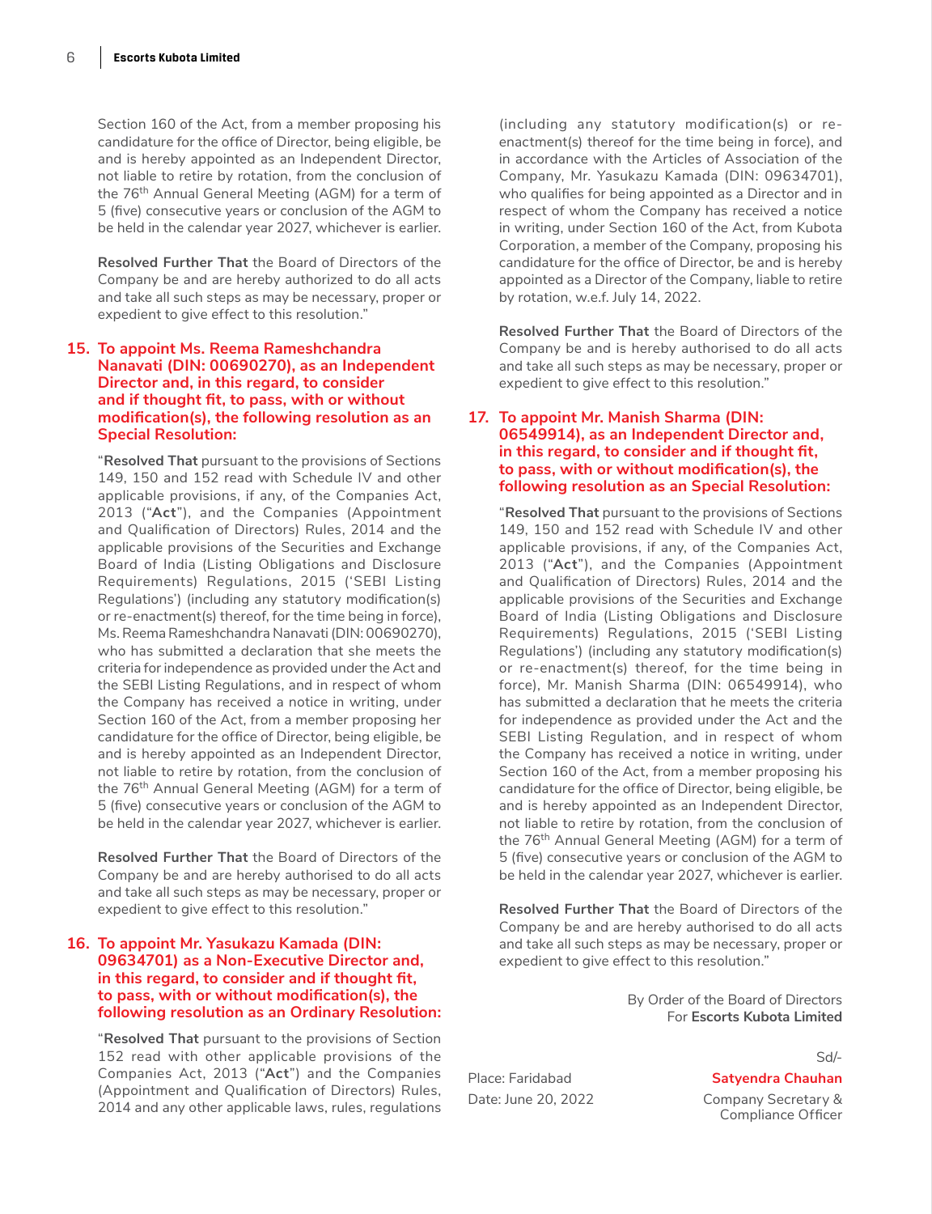Section 160 of the Act, from a member proposing his candidature for the office of Director, being eligible, be and is hereby appointed as an Independent Director, not liable to retire by rotation, from the conclusion of the 76th Annual General Meeting (AGM) for a term of 5 (five) consecutive years or conclusion of the AGM to be held in the calendar year 2027, whichever is earlier.

**Resolved Further That** the Board of Directors of the Company be and are hereby authorized to do all acts and take all such steps as may be necessary, proper or expedient to give effect to this resolution."

**15. To appoint Ms. Reema Rameshchandra Nanavati (DIN: 00690270), as an Independent Director and, in this regard, to consider and if thought fit, to pass, with or without modification(s), the following resolution as an Special Resolution:**

"**Resolved That** pursuant to the provisions of Sections 149, 150 and 152 read with Schedule IV and other applicable provisions, if any, of the Companies Act, 2013 ("**Act**"), and the Companies (Appointment and Qualification of Directors) Rules, 2014 and the applicable provisions of the Securities and Exchange Board of India (Listing Obligations and Disclosure Requirements) Regulations, 2015 ('SEBI Listing Regulations') (including any statutory modification(s) or re-enactment(s) thereof, for the time being in force), Ms. Reema Rameshchandra Nanavati (DIN: 00690270), who has submitted a declaration that she meets the criteria for independence as provided under the Act and the SEBI Listing Regulations, and in respect of whom the Company has received a notice in writing, under Section 160 of the Act, from a member proposing her candidature for the office of Director, being eligible, be and is hereby appointed as an Independent Director, not liable to retire by rotation, from the conclusion of the 76th Annual General Meeting (AGM) for a term of 5 (five) consecutive years or conclusion of the AGM to be held in the calendar year 2027, whichever is earlier.

**Resolved Further That** the Board of Directors of the Company be and are hereby authorised to do all acts and take all such steps as may be necessary, proper or expedient to give effect to this resolution."

**16. To appoint Mr. Yasukazu Kamada (DIN: 09634701) as a Non-Executive Director and, in this regard, to consider and if thought fit, to pass, with or without modification(s), the following resolution as an Ordinary Resolution:**

"**Resolved That** pursuant to the provisions of Section 152 read with other applicable provisions of the Companies Act, 2013 ("**Act**") and the Companies (Appointment and Qualification of Directors) Rules, 2014 and any other applicable laws, rules, regulations (including any statutory modification(s) or re-enactment(s) thereof for the time being in force), and in accordance with the Articles of Association of the Company, Mr. Yasukazu Kamada (DIN: 09634701), who qualifies for being appointed as a Director and in respect of whom the Company has received a notice in writing, under Section 160 of the Act, from Kubota Corporation, a member of the Company, proposing his candidature for the office of Director, be and is hereby appointed as a Director of the Company, liable to retire by rotation, w.e.f. July 14, 2022.

**Resolved Further That** the Board of Directors of the Company be and is hereby authorised to do all acts and take all such steps as may be necessary, proper or expedient to give effect to this resolution."

**17. To appoint Mr. Manish Sharma (DIN: 06549914), as an Independent Director and, in this regard, to consider and if thought fit, to pass, with or without modification(s), the following resolution as an Special Resolution:**

"**Resolved That** pursuant to the provisions of Sections 149, 150 and 152 read with Schedule IV and other applicable provisions, if any, of the Companies Act, 2013 ("**Act**"), and the Companies (Appointment and Qualification of Directors) Rules, 2014 and the applicable provisions of the Securities and Exchange Board of India (Listing Obligations and Disclosure Requirements) Regulations, 2015 ('SEBI Listing Regulations') (including any statutory modification(s) or re-enactment(s) thereof, for the time being in force), Mr. Manish Sharma (DIN: 06549914), who has submitted a declaration that he meets the criteria for independence as provided under the Act and the SEBI Listing Regulation, and in respect of whom the Company has received a notice in writing, under Section 160 of the Act, from a member proposing his candidature for the office of Director, being eligible, be and is hereby appointed as an Independent Director, not liable to retire by rotation, from the conclusion of the 76th Annual General Meeting (AGM) for a term of 5 (five) consecutive years or conclusion of the AGM to be held in the calendar year 2027, whichever is earlier.

**Resolved Further That** the Board of Directors of the Company be and are hereby authorised to do all acts and take all such steps as may be necessary, proper or expedient to give effect to this resolution."

By Order of the Board of Directors
For **Escorts Kubota Limited**

Sd/-
**Satyendra Chauhan**
Company Secretary & Compliance Officer

Place: Faridabad
Date: June 20, 2022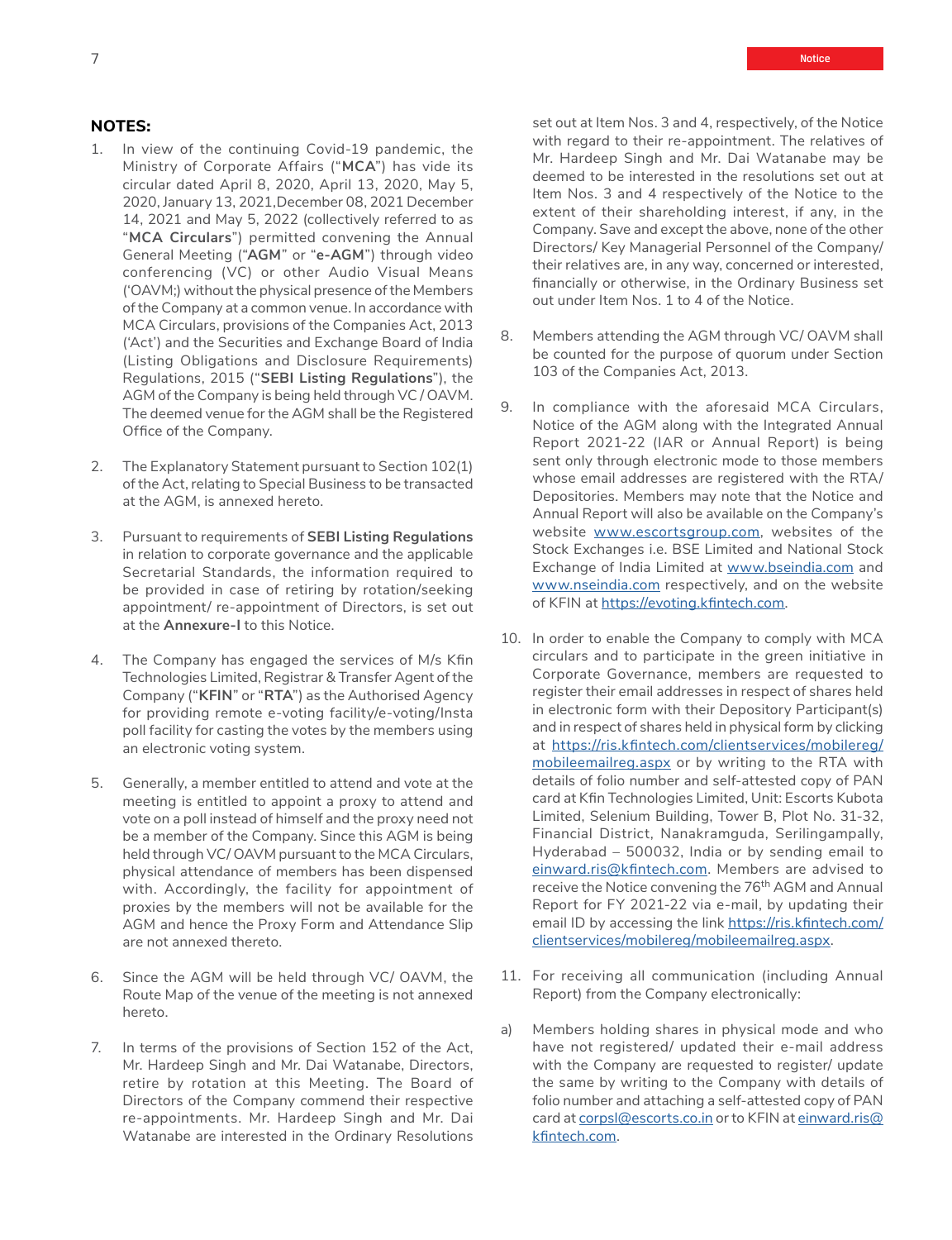## NOTES:

1. In view of the continuing Covid-19 pandemic, the Ministry of Corporate Affairs ("**MCA**") has vide its circular dated April 8, 2020, April 13, 2020, May 5, 2020, January 13, 2021,December 08, 2021 December 14, 2021 and May 5, 2022 (collectively referred to as "**MCA Circulars**") permitted convening the Annual General Meeting ("**AGM**" or "**e-AGM**") through video conferencing (VC) or other Audio Visual Means ('OAVM;) without the physical presence of the Members of the Company at a common venue. In accordance with MCA Circulars, provisions of the Companies Act, 2013 ('Act') and the Securities and Exchange Board of India (Listing Obligations and Disclosure Requirements) Regulations, 2015 ("**SEBI Listing Regulations**"), the AGM of the Company is being held through VC / OAVM. The deemed venue for the AGM shall be the Registered Office of the Company.

2. The Explanatory Statement pursuant to Section 102(1) of the Act, relating to Special Business to be transacted at the AGM, is annexed hereto.

3. Pursuant to requirements of **SEBI Listing Regulations** in relation to corporate governance and the applicable Secretarial Standards, the information required to be provided in case of retiring by rotation/seeking appointment/ re-appointment of Directors, is set out at the **Annexure-I** to this Notice.

4. The Company has engaged the services of M/s Kfin Technologies Limited, Registrar & Transfer Agent of the Company ("**KFIN**" or "**RTA**") as the Authorised Agency for providing remote e-voting facility/e-voting/Insta poll facility for casting the votes by the members using an electronic voting system.

5. Generally, a member entitled to attend and vote at the meeting is entitled to appoint a proxy to attend and vote on a poll instead of himself and the proxy need not be a member of the Company. Since this AGM is being held through VC/ OAVM pursuant to the MCA Circulars, physical attendance of members has been dispensed with. Accordingly, the facility for appointment of proxies by the members will not be available for the AGM and hence the Proxy Form and Attendance Slip are not annexed thereto.

6. Since the AGM will be held through VC/ OAVM, the Route Map of the venue of the meeting is not annexed hereto.

7. In terms of the provisions of Section 152 of the Act, Mr. Hardeep Singh and Mr. Dai Watanabe, Directors, retire by rotation at this Meeting. The Board of Directors of the Company commend their respective re-appointments. Mr. Hardeep Singh and Mr. Dai Watanabe are interested in the Ordinary Resolutions set out at Item Nos. 3 and 4, respectively, of the Notice with regard to their re-appointment. The relatives of Mr. Hardeep Singh and Mr. Dai Watanabe may be deemed to be interested in the resolutions set out at Item Nos. 3 and 4 respectively of the Notice to the extent of their shareholding interest, if any, in the Company. Save and except the above, none of the other Directors/ Key Managerial Personnel of the Company/ their relatives are, in any way, concerned or interested, financially or otherwise, in the Ordinary Business set out under Item Nos. 1 to 4 of the Notice.

8. Members attending the AGM through VC/ OAVM shall be counted for the purpose of quorum under Section 103 of the Companies Act, 2013.

9. In compliance with the aforesaid MCA Circulars, Notice of the AGM along with the Integrated Annual Report 2021-22 (IAR or Annual Report) is being sent only through electronic mode to those members whose email addresses are registered with the RTA/ Depositories. Members may note that the Notice and Annual Report will also be available on the Company's website www.escortsgroup.com, websites of the Stock Exchanges i.e. BSE Limited and National Stock Exchange of India Limited at www.bseindia.com and www.nseindia.com respectively, and on the website of KFIN at https://evoting.kfintech.com.

10. In order to enable the Company to comply with MCA circulars and to participate in the green initiative in Corporate Governance, members are requested to register their email addresses in respect of shares held in electronic form with their Depository Participant(s) and in respect of shares held in physical form by clicking at https://ris.kfintech.com/clientservices/mobilereg/mobileemailreg.aspx or by writing to the RTA with details of folio number and self-attested copy of PAN card at Kfin Technologies Limited, Unit: Escorts Kubota Limited, Selenium Building, Tower B, Plot No. 31-32, Financial District, Nanakramguda, Serilingampally, Hyderabad – 500032, India or by sending email to einward.ris@kfintech.com. Members are advised to receive the Notice convening the 76th AGM and Annual Report for FY 2021-22 via e-mail, by updating their email ID by accessing the link https://ris.kfintech.com/clientservices/mobilereg/mobileemailreg.aspx.

11. For receiving all communication (including Annual Report) from the Company electronically:

a) Members holding shares in physical mode and who have not registered/ updated their e-mail address with the Company are requested to register/ update the same by writing to the Company with details of folio number and attaching a self-attested copy of PAN card at corpsl@escorts.co.in or to KFIN at einward.ris@kfintech.com.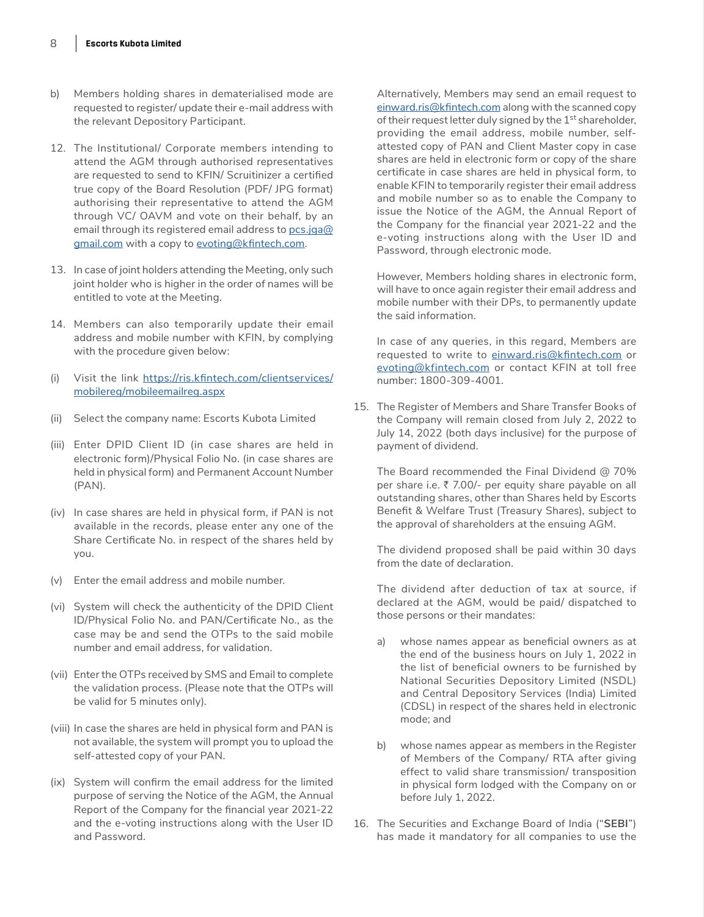b) Members holding shares in dematerialised mode are requested to register/ update their e-mail address with the relevant Depository Participant.

12. The Institutional/ Corporate members intending to attend the AGM through authorised representatives are requested to send to KFIN/ Scruitinizer a certified true copy of the Board Resolution (PDF/ JPG format) authorising their representative to attend the AGM through VC/ OAVM and vote on their behalf, by an email through its registered email address to [pcs.jga@gmail.com](mailto:pcs.jga@gmail.com) with a copy to [evoting@kfintech.com](mailto:evoting@kfintech.com).

13. In case of joint holders attending the Meeting, only such joint holder who is higher in the order of names will be entitled to vote at the Meeting.

14. Members can also temporarily update their email address and mobile number with KFIN, by complying with the procedure given below:

(i) Visit the link [https://ris.kfintech.com/clientservices/mobilereg/mobileemailreg.aspx](https://ris.kfintech.com/clientservices/mobilereg/mobileemailreg.aspx)

(ii) Select the company name: Escorts Kubota Limited

(iii) Enter DPID Client ID (in case shares are held in electronic form)/Physical Folio No. (in case shares are held in physical form) and Permanent Account Number (PAN).

(iv) In case shares are held in physical form, if PAN is not available in the records, please enter any one of the Share Certificate No. in respect of the shares held by you.

(v) Enter the email address and mobile number.

(vi) System will check the authenticity of the DPID Client ID/Physical Folio No. and PAN/Certificate No., as the case may be and send the OTPs to the said mobile number and email address, for validation.

(vii) Enter the OTPs received by SMS and Email to complete the validation process. (Please note that the OTPs will be valid for 5 minutes only).

(viii) In case the shares are held in physical form and PAN is not available, the system will prompt you to upload the self-attested copy of your PAN.

(ix) System will confirm the email address for the limited purpose of serving the Notice of the AGM, the Annual Report of the Company for the financial year 2021-22 and the e-voting instructions along with the User ID and Password.

Alternatively, Members may send an email request to [einward.ris@kfintech.com](mailto:einward.ris@kfintech.com) along with the scanned copy of their request letter duly signed by the 1st shareholder, providing the email address, mobile number, self-attested copy of PAN and Client Master copy in case shares are held in electronic form or copy of the share certificate in case shares are held in physical form, to enable KFIN to temporarily register their email address and mobile number so as to enable the Company to issue the Notice of the AGM, the Annual Report of the Company for the financial year 2021-22 and the e-voting instructions along with the User ID and Password, through electronic mode.

However, Members holding shares in electronic form, will have to once again register their email address and mobile number with their DPs, to permanently update the said information.

In case of any queries, in this regard, Members are requested to write to [einward.ris@kfintech.com](mailto:einward.ris@kfintech.com) or [evoting@kfintech.com](mailto:evoting@kfintech.com) or contact KFIN at toll free number: 1800-309-4001.

15. The Register of Members and Share Transfer Books of the Company will remain closed from July 2, 2022 to July 14, 2022 (both days inclusive) for the purpose of payment of dividend.

The Board recommended the Final Dividend @ 70% per share i.e. ₹ 7.00/- per equity share payable on all outstanding shares, other than Shares held by Escorts Benefit & Welfare Trust (Treasury Shares), subject to the approval of shareholders at the ensuing AGM.

The dividend proposed shall be paid within 30 days from the date of declaration.

The dividend after deduction of tax at source, if declared at the AGM, would be paid/ dispatched to those persons or their mandates:

a) whose names appear as beneficial owners as at the end of the business hours on July 1, 2022 in the list of beneficial owners to be furnished by National Securities Depository Limited (NSDL) and Central Depository Services (India) Limited (CDSL) in respect of the shares held in electronic mode; and

b) whose names appear as members in the Register of Members of the Company/ RTA after giving effect to valid share transmission/ transposition in physical form lodged with the Company on or before July 1, 2022.

16. The Securities and Exchange Board of India ("**SEBI**") has made it mandatory for all companies to use the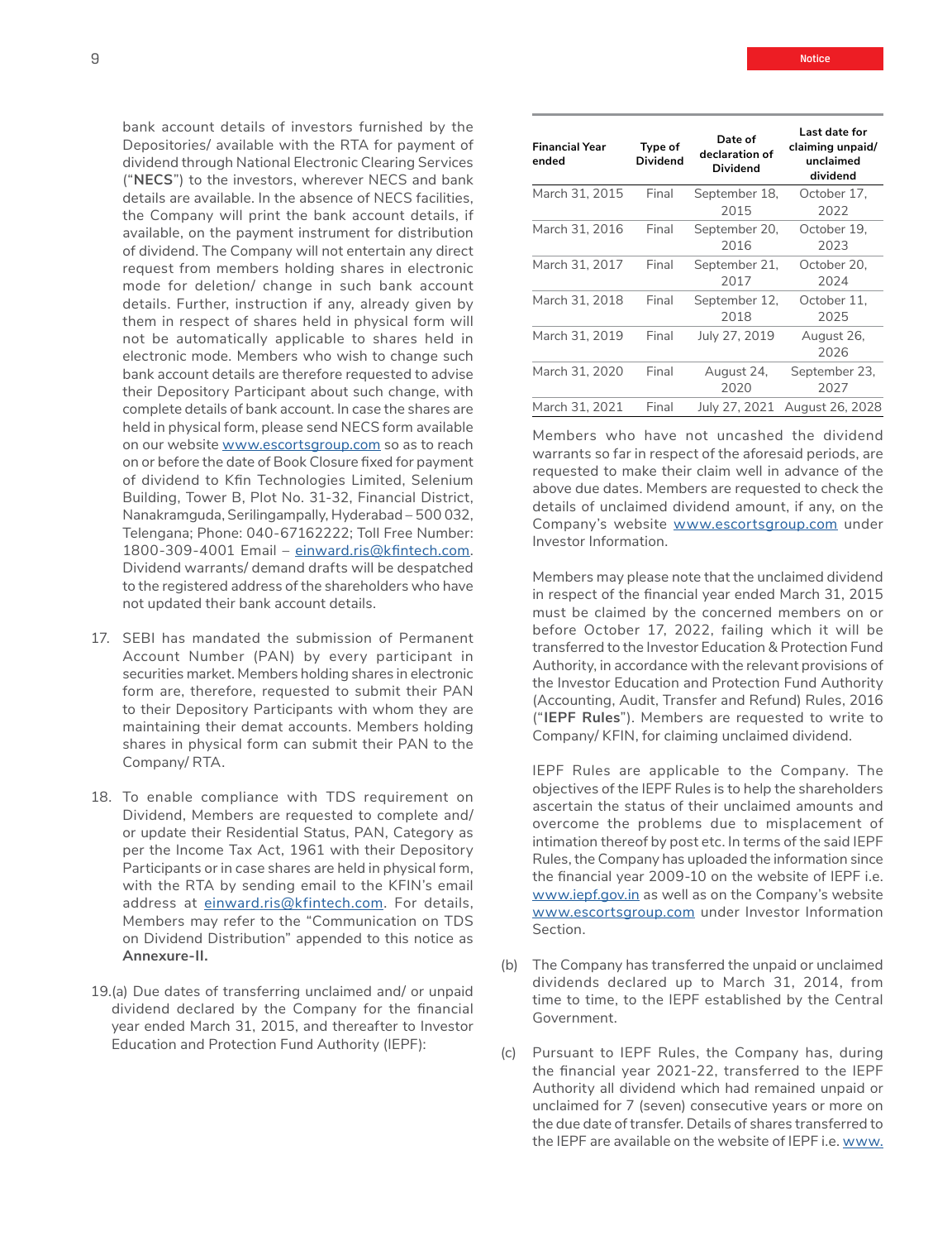bank account details of investors furnished by the Depositories/ available with the RTA for payment of dividend through National Electronic Clearing Services ("**NECS**") to the investors, wherever NECS and bank details are available. In the absence of NECS facilities, the Company will print the bank account details, if available, on the payment instrument for distribution of dividend. The Company will not entertain any direct request from members holding shares in electronic mode for deletion/ change in such bank account details. Further, instruction if any, already given by them in respect of shares held in physical form will not be automatically applicable to shares held in electronic mode. Members who wish to change such bank account details are therefore requested to advise their Depository Participant about such change, with complete details of bank account. In case the shares are held in physical form, please send NECS form available on our website www.escortsgroup.com so as to reach on or before the date of Book Closure fixed for payment of dividend to Kfin Technologies Limited, Selenium Building, Tower B, Plot No. 31-32, Financial District, Nanakramguda, Serilingampally, Hyderabad – 500 032, Telengana; Phone: 040-67162222; Toll Free Number: 1800-309-4001 Email – einward.ris@kfintech.com. Dividend warrants/ demand drafts will be despatched to the registered address of the shareholders who have not updated their bank account details.

17. SEBI has mandated the submission of Permanent Account Number (PAN) by every participant in securities market. Members holding shares in electronic form are, therefore, requested to submit their PAN to their Depository Participants with whom they are maintaining their demat accounts. Members holding shares in physical form can submit their PAN to the Company/ RTA.

18. To enable compliance with TDS requirement on Dividend, Members are requested to complete and/ or update their Residential Status, PAN, Category as per the Income Tax Act, 1961 with their Depository Participants or in case shares are held in physical form, with the RTA by sending email to the KFIN's email address at einward.ris@kfintech.com. For details, Members may refer to the "Communication on TDS on Dividend Distribution" appended to this notice as **Annexure-II.**

19.(a) Due dates of transferring unclaimed and/ or unpaid dividend declared by the Company for the financial year ended March 31, 2015, and thereafter to Investor Education and Protection Fund Authority (IEPF):

| Financial Year ended | Type of Dividend | Date of declaration of Dividend | Last date for claiming unpaid/ unclaimed dividend |
|---|---|---|---|
| March 31, 2015 | Final | September 18, 2015 | October 17, 2022 |
| March 31, 2016 | Final | September 20, 2016 | October 19, 2023 |
| March 31, 2017 | Final | September 21, 2017 | October 20, 2024 |
| March 31, 2018 | Final | September 12, 2018 | October 11, 2025 |
| March 31, 2019 | Final | July 27, 2019 | August 26, 2026 |
| March 31, 2020 | Final | August 24, 2020 | September 23, 2027 |
| March 31, 2021 | Final | July 27, 2021 | August 26, 2028 |

Members who have not uncashed the dividend warrants so far in respect of the aforesaid periods, are requested to make their claim well in advance of the above due dates. Members are requested to check the details of unclaimed dividend amount, if any, on the Company's website www.escortsgroup.com under Investor Information.

Members may please note that the unclaimed dividend in respect of the financial year ended March 31, 2015 must be claimed by the concerned members on or before October 17, 2022, failing which it will be transferred to the Investor Education & Protection Fund Authority, in accordance with the relevant provisions of the Investor Education and Protection Fund Authority (Accounting, Audit, Transfer and Refund) Rules, 2016 ("**IEPF Rules**"). Members are requested to write to Company/ KFIN, for claiming unclaimed dividend.

IEPF Rules are applicable to the Company. The objectives of the IEPF Rules is to help the shareholders ascertain the status of their unclaimed amounts and overcome the problems due to misplacement of intimation thereof by post etc. In terms of the said IEPF Rules, the Company has uploaded the information since the financial year 2009-10 on the website of IEPF i.e. www.iepf.gov.in as well as on the Company's website www.escortsgroup.com under Investor Information Section.

(b) The Company has transferred the unpaid or unclaimed dividends declared up to March 31, 2014, from time to time, to the IEPF established by the Central Government.

(c) Pursuant to IEPF Rules, the Company has, during the financial year 2021-22, transferred to the IEPF Authority all dividend which had remained unpaid or unclaimed for 7 (seven) consecutive years or more on the due date of transfer. Details of shares transferred to the IEPF are available on the website of IEPF i.e. www.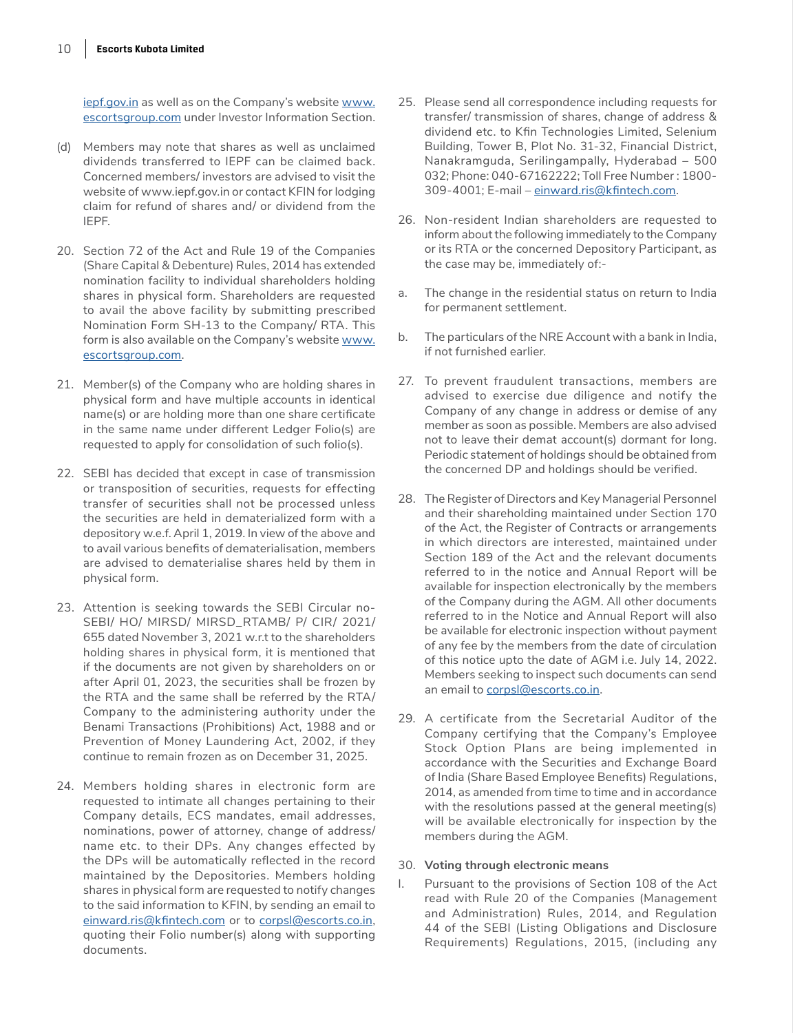iepf.gov.in as well as on the Company's website www.escortsgroup.com under Investor Information Section.

(d) Members may note that shares as well as unclaimed dividends transferred to IEPF can be claimed back. Concerned members/ investors are advised to visit the website of www.iepf.gov.in or contact KFIN for lodging claim for refund of shares and/ or dividend from the IEPF.

20. Section 72 of the Act and Rule 19 of the Companies (Share Capital & Debenture) Rules, 2014 has extended nomination facility to individual shareholders holding shares in physical form. Shareholders are requested to avail the above facility by submitting prescribed Nomination Form SH-13 to the Company/ RTA. This form is also available on the Company's website www.escortsgroup.com.

21. Member(s) of the Company who are holding shares in physical form and have multiple accounts in identical name(s) or are holding more than one share certificate in the same name under different Ledger Folio(s) are requested to apply for consolidation of such folio(s).

22. SEBI has decided that except in case of transmission or transposition of securities, requests for effecting transfer of securities shall not be processed unless the securities are held in dematerialized form with a depository w.e.f. April 1, 2019. In view of the above and to avail various benefits of dematerialisation, members are advised to dematerialise shares held by them in physical form.

23. Attention is seeking towards the SEBI Circular no- SEBI/ HO/ MIRSD/ MIRSD_RTAMB/ P/ CIR/ 2021/ 655 dated November 3, 2021 w.r.t to the shareholders holding shares in physical form, it is mentioned that if the documents are not given by shareholders on or after April 01, 2023, the securities shall be frozen by the RTA and the same shall be referred by the RTA/ Company to the administering authority under the Benami Transactions (Prohibitions) Act, 1988 and or Prevention of Money Laundering Act, 2002, if they continue to remain frozen as on December 31, 2025.

24. Members holding shares in electronic form are requested to intimate all changes pertaining to their Company details, ECS mandates, email addresses, nominations, power of attorney, change of address/ name etc. to their DPs. Any changes effected by the DPs will be automatically reflected in the record maintained by the Depositories. Members holding shares in physical form are requested to notify changes to the said information to KFIN, by sending an email to einward.ris@kfintech.com or to corpsl@escorts.co.in, quoting their Folio number(s) along with supporting documents.

25. Please send all correspondence including requests for transfer/ transmission of shares, change of address & dividend etc. to Kfin Technologies Limited, Selenium Building, Tower B, Plot No. 31-32, Financial District, Nanakramguda, Serilingampally, Hyderabad – 500 032; Phone: 040-67162222; Toll Free Number : 1800-309-4001; E-mail – einward.ris@kfintech.com.

26. Non-resident Indian shareholders are requested to inform about the following immediately to the Company or its RTA or the concerned Depository Participant, as the case may be, immediately of:-

a. The change in the residential status on return to India for permanent settlement.

b. The particulars of the NRE Account with a bank in India, if not furnished earlier.

27. To prevent fraudulent transactions, members are advised to exercise due diligence and notify the Company of any change in address or demise of any member as soon as possible. Members are also advised not to leave their demat account(s) dormant for long. Periodic statement of holdings should be obtained from the concerned DP and holdings should be verified.

28. The Register of Directors and Key Managerial Personnel and their shareholding maintained under Section 170 of the Act, the Register of Contracts or arrangements in which directors are interested, maintained under Section 189 of the Act and the relevant documents referred to in the notice and Annual Report will be available for inspection electronically by the members of the Company during the AGM. All other documents referred to in the Notice and Annual Report will also be available for electronic inspection without payment of any fee by the members from the date of circulation of this notice upto the date of AGM i.e. July 14, 2022. Members seeking to inspect such documents can send an email to corpsl@escorts.co.in.

29. A certificate from the Secretarial Auditor of the Company certifying that the Company's Employee Stock Option Plans are being implemented in accordance with the Securities and Exchange Board of India (Share Based Employee Benefits) Regulations, 2014, as amended from time to time and in accordance with the resolutions passed at the general meeting(s) will be available electronically for inspection by the members during the AGM.

30. **Voting through electronic means**

I. Pursuant to the provisions of Section 108 of the Act read with Rule 20 of the Companies (Management and Administration) Rules, 2014, and Regulation 44 of the SEBI (Listing Obligations and Disclosure Requirements) Regulations, 2015, (including any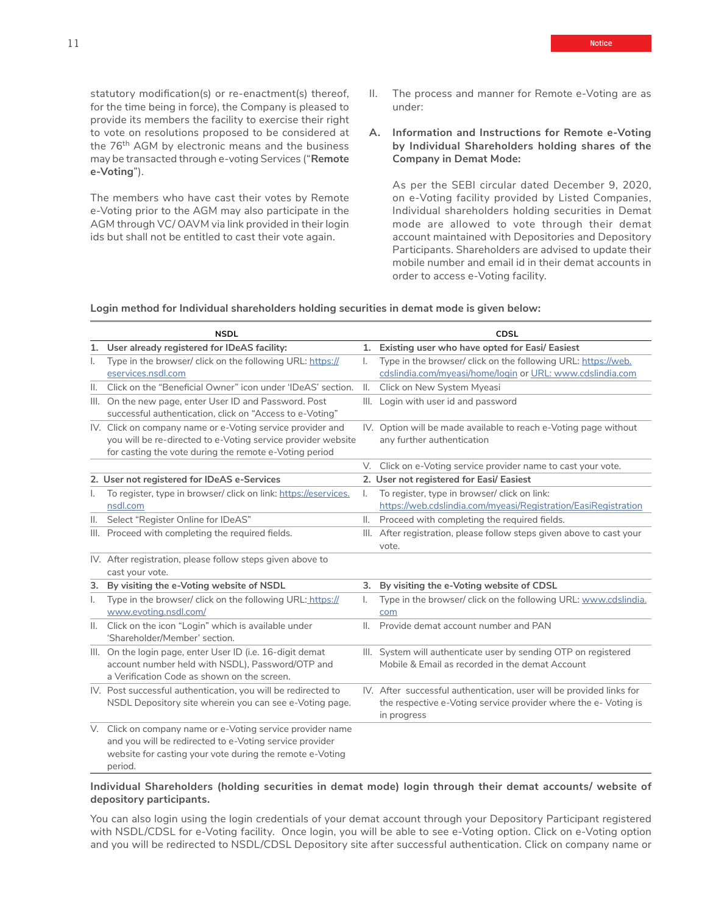statutory modification(s) or re-enactment(s) thereof, for the time being in force), the Company is pleased to provide its members the facility to exercise their right to vote on resolutions proposed to be considered at the 76th AGM by electronic means and the business may be transacted through e-voting Services ("**Remote e-Voting**").

The members who have cast their votes by Remote e-Voting prior to the AGM may also participate in the AGM through VC/ OAVM via link provided in their login ids but shall not be entitled to cast their vote again.

II. The process and manner for Remote e-Voting are as under:

**A. Information and Instructions for Remote e-Voting by Individual Shareholders holding shares of the Company in Demat Mode:**

As per the SEBI circular dated December 9, 2020, on e-Voting facility provided by Listed Companies, Individual shareholders holding securities in Demat mode are allowed to vote through their demat account maintained with Depositories and Depository Participants. Shareholders are advised to update their mobile number and email id in their demat accounts in order to access e-Voting facility.

**Login method for Individual shareholders holding securities in demat mode is given below:**

| NSDL | CDSL |
|---|---|
| **1. User already registered for IDeAS facility:** | **1. Existing user who have opted for Easi/ Easiest** |
| I. Type in the browser/ click on the following URL: https://eservices.nsdl.com | I. Type in the browser/ click on the following URL: https://web.cdslindia.com/myeasi/home/login or URL: www.cdslindia.com |
| II. Click on the "Beneficial Owner" icon under 'IDeAS' section. | II. Click on New System Myeasi |
| III. On the new page, enter User ID and Password. Post successful authentication, click on "Access to e-Voting" | III. Login with user id and password |
| IV. Click on company name or e-Voting service provider and you will be re-directed to e-Voting service provider website for casting the vote during the remote e-Voting period | IV. Option will be made available to reach e-Voting page without any further authentication |
| | V. Click on e-Voting service provider name to cast your vote. |
| **2. User not registered for IDeAS e-Services** | **2. User not registered for Easi/ Easiest** |
| I. To register, type in browser/ click on link: https://eservices.nsdl.com | I. To register, type in browser/ click on link: https://web.cdslindia.com/myeasi/Registration/EasiRegistration |
| II. Select "Register Online for IDeAS" | II. Proceed with completing the required fields. |
| III. Proceed with completing the required fields. | III. After registration, please follow steps given above to cast your vote. |
| IV. After registration, please follow steps given above to cast your vote. | |
| **3. By visiting the e-Voting website of NSDL** | **3. By visiting the e-Voting website of CDSL** |
| I. Type in the browser/ click on the following URL: https://www.evoting.nsdl.com/ | I. Type in the browser/ click on the following URL: www.cdslindia.com |
| II. Click on the icon "Login" which is available under 'Shareholder/Member' section. | II. Provide demat account number and PAN |
| III. On the login page, enter User ID (i.e. 16-digit demat account number held with NSDL), Password/OTP and a Verification Code as shown on the screen. | III. System will authenticate user by sending OTP on registered Mobile & Email as recorded in the demat Account |
| IV. Post successful authentication, you will be redirected to NSDL Depository site wherein you can see e-Voting page. | IV. After successful authentication, user will be provided links for the respective e-Voting service provider where the e- Voting is in progress |
| V. Click on company name or e-Voting service provider name and you will be redirected to e-Voting service provider website for casting your vote during the remote e-Voting period. | |

**Individual Shareholders (holding securities in demat mode) login through their demat accounts/ website of depository participants.**

You can also login using the login credentials of your demat account through your Depository Participant registered with NSDL/CDSL for e-Voting facility. Once login, you will be able to see e-Voting option. Click on e-Voting option and you will be redirected to NSDL/CDSL Depository site after successful authentication. Click on company name or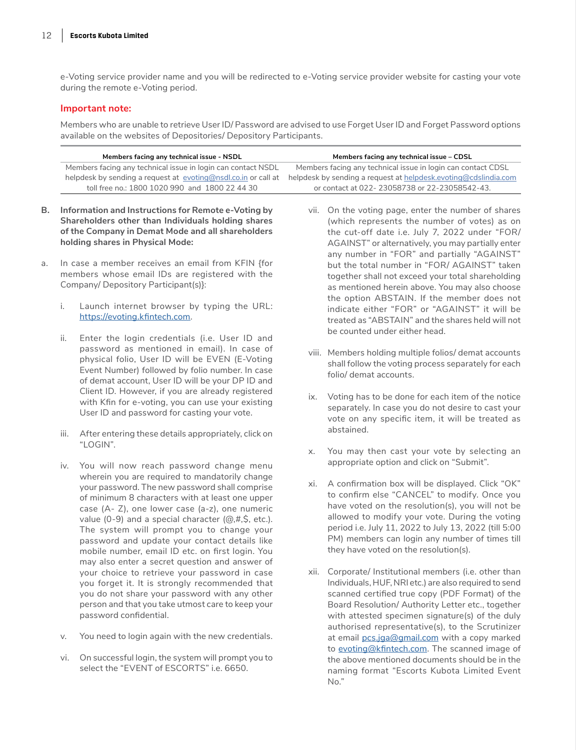e-Voting service provider name and you will be redirected to e-Voting service provider website for casting your vote during the remote e-Voting period.

**Important note:**

Members who are unable to retrieve User ID/ Password are advised to use Forget User ID and Forget Password options available on the websites of Depositories/ Depository Participants.

| Members facing any technical issue - NSDL | Members facing any technical issue – CDSL |
|---|---|
| Members facing any technical issue in login can contact NSDL helpdesk by sending a request at evoting@nsdl.co.in or call at toll free no.: 1800 1020 990 and 1800 22 44 30 | Members facing any technical issue in login can contact CDSL helpdesk by sending a request at helpdesk.evoting@cdslindia.com or contact at 022- 23058738 or 22-23058542-43. |

**B. Information and Instructions for Remote e-Voting by Shareholders other than Individuals holding shares of the Company in Demat Mode and all shareholders holding shares in Physical Mode:**

a. In case a member receives an email from KFIN {for members whose email IDs are registered with the Company/ Depository Participant(s)}:

i. Launch internet browser by typing the URL: https://evoting.kfintech.com.

ii. Enter the login credentials (i.e. User ID and password as mentioned in email). In case of physical folio, User ID will be EVEN (E-Voting Event Number) followed by folio number. In case of demat account, User ID will be your DP ID and Client ID. However, if you are already registered with Kfin for e-voting, you can use your existing User ID and password for casting your vote.

iii. After entering these details appropriately, click on "LOGIN".

iv. You will now reach password change menu wherein you are required to mandatorily change your password. The new password shall comprise of minimum 8 characters with at least one upper case (A- Z), one lower case (a-z), one numeric value (0-9) and a special character (@,#,$, etc.). The system will prompt you to change your password and update your contact details like mobile number, email ID etc. on first login. You may also enter a secret question and answer of your choice to retrieve your password in case you forget it. It is strongly recommended that you do not share your password with any other person and that you take utmost care to keep your password confidential.

v. You need to login again with the new credentials.

vi. On successful login, the system will prompt you to select the "EVENT of ESCORTS" i.e. 6650.

vii. On the voting page, enter the number of shares (which represents the number of votes) as on the cut-off date i.e. July 7, 2022 under "FOR/ AGAINST" or alternatively, you may partially enter any number in "FOR" and partially "AGAINST" but the total number in "FOR/ AGAINST" taken together shall not exceed your total shareholding as mentioned herein above. You may also choose the option ABSTAIN. If the member does not indicate either "FOR" or "AGAINST" it will be treated as "ABSTAIN" and the shares held will not be counted under either head.

viii. Members holding multiple folios/ demat accounts shall follow the voting process separately for each folio/ demat accounts.

ix. Voting has to be done for each item of the notice separately. In case you do not desire to cast your vote on any specific item, it will be treated as abstained.

x. You may then cast your vote by selecting an appropriate option and click on "Submit".

xi. A confirmation box will be displayed. Click "OK" to confirm else "CANCEL" to modify. Once you have voted on the resolution(s), you will not be allowed to modify your vote. During the voting period i.e. July 11, 2022 to July 13, 2022 (till 5:00 PM) members can login any number of times till they have voted on the resolution(s).

xii. Corporate/ Institutional members (i.e. other than Individuals, HUF, NRI etc.) are also required to send scanned certified true copy (PDF Format) of the Board Resolution/ Authority Letter etc., together with attested specimen signature(s) of the duly authorised representative(s), to the Scrutinizer at email pcs.jga@gmail.com with a copy marked to evoting@kfintech.com. The scanned image of the above mentioned documents should be in the naming format "Escorts Kubota Limited Event No."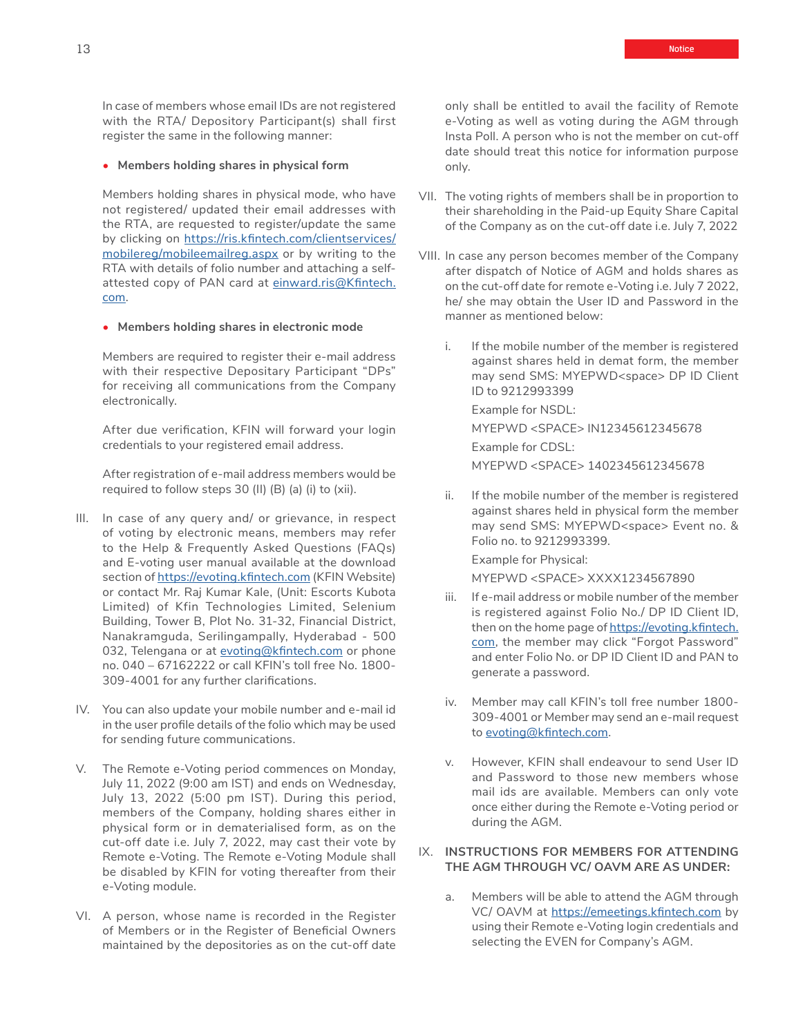In case of members whose email IDs are not registered with the RTA/ Depository Participant(s) shall first register the same in the following manner:

- **Members holding shares in physical form**

Members holding shares in physical mode, who have not registered/ updated their email addresses with the RTA, are requested to register/update the same by clicking on https://ris.kfintech.com/clientservices/mobilereg/mobileemailreg.aspx or by writing to the RTA with details of folio number and attaching a self-attested copy of PAN card at einward.ris@Kfintech.com.

- **Members holding shares in electronic mode**

Members are required to register their e-mail address with their respective Depository Participant "DPs" for receiving all communications from the Company electronically.

After due verification, KFIN will forward your login credentials to your registered email address.

After registration of e-mail address members would be required to follow steps 30 (II) (B) (a) (i) to (xii).

III. In case of any query and/ or grievance, in respect of voting by electronic means, members may refer to the Help & Frequently Asked Questions (FAQs) and E-voting user manual available at the download section of https://evoting.kfintech.com (KFIN Website) or contact Mr. Raj Kumar Kale, (Unit: Escorts Kubota Limited) of Kfin Technologies Limited, Selenium Building, Tower B, Plot No. 31-32, Financial District, Nanakramguda, Serilingampally, Hyderabad - 500 032, Telengana or at evoting@kfintech.com or phone no. 040 – 67162222 or call KFIN's toll free No. 1800-309-4001 for any further clarifications.

IV. You can also update your mobile number and e-mail id in the user profile details of the folio which may be used for sending future communications.

V. The Remote e-Voting period commences on Monday, July 11, 2022 (9:00 am IST) and ends on Wednesday, July 13, 2022 (5:00 pm IST). During this period, members of the Company, holding shares either in physical form or in dematerialised form, as on the cut-off date i.e. July 7, 2022, may cast their vote by Remote e-Voting. The Remote e-Voting Module shall be disabled by KFIN for voting thereafter from their e-Voting module.

VI. A person, whose name is recorded in the Register of Members or in the Register of Beneficial Owners maintained by the depositories as on the cut-off date only shall be entitled to avail the facility of Remote e-Voting as well as voting during the AGM through Insta Poll. A person who is not the member on cut-off date should treat this notice for information purpose only.

VII. The voting rights of members shall be in proportion to their shareholding in the Paid-up Equity Share Capital of the Company as on the cut-off date i.e. July 7, 2022

VIII. In case any person becomes member of the Company after dispatch of Notice of AGM and holds shares as on the cut-off date for remote e-Voting i.e. July 7 2022, he/ she may obtain the User ID and Password in the manner as mentioned below:

i. If the mobile number of the member is registered against shares held in demat form, the member may send SMS: MYEPWD<space> DP ID Client ID to 9212993399

   Example for NSDL:

   MYEPWD <SPACE> IN12345612345678

   Example for CDSL:

   MYEPWD <SPACE> 1402345612345678

ii. If the mobile number of the member is registered against shares held in physical form the member may send SMS: MYEPWD<space> Event no. & Folio no. to 9212993399.

   Example for Physical:

   MYEPWD <SPACE> XXXX1234567890

iii. If e-mail address or mobile number of the member is registered against Folio No./ DP ID Client ID, then on the home page of https://evoting.kfintech.com, the member may click "Forgot Password" and enter Folio No. or DP ID Client ID and PAN to generate a password.

iv. Member may call KFIN's toll free number 1800-309-4001 or Member may send an e-mail request to evoting@kfintech.com.

v. However, KFIN shall endeavour to send User ID and Password to those new members whose mail ids are available. Members can only vote once either during the Remote e-Voting period or during the AGM.

IX. **INSTRUCTIONS FOR MEMBERS FOR ATTENDING THE AGM THROUGH VC/ OAVM ARE AS UNDER:**

a. Members will be able to attend the AGM through VC/ OAVM at https://emeetings.kfintech.com by using their Remote e-Voting login credentials and selecting the EVEN for Company's AGM.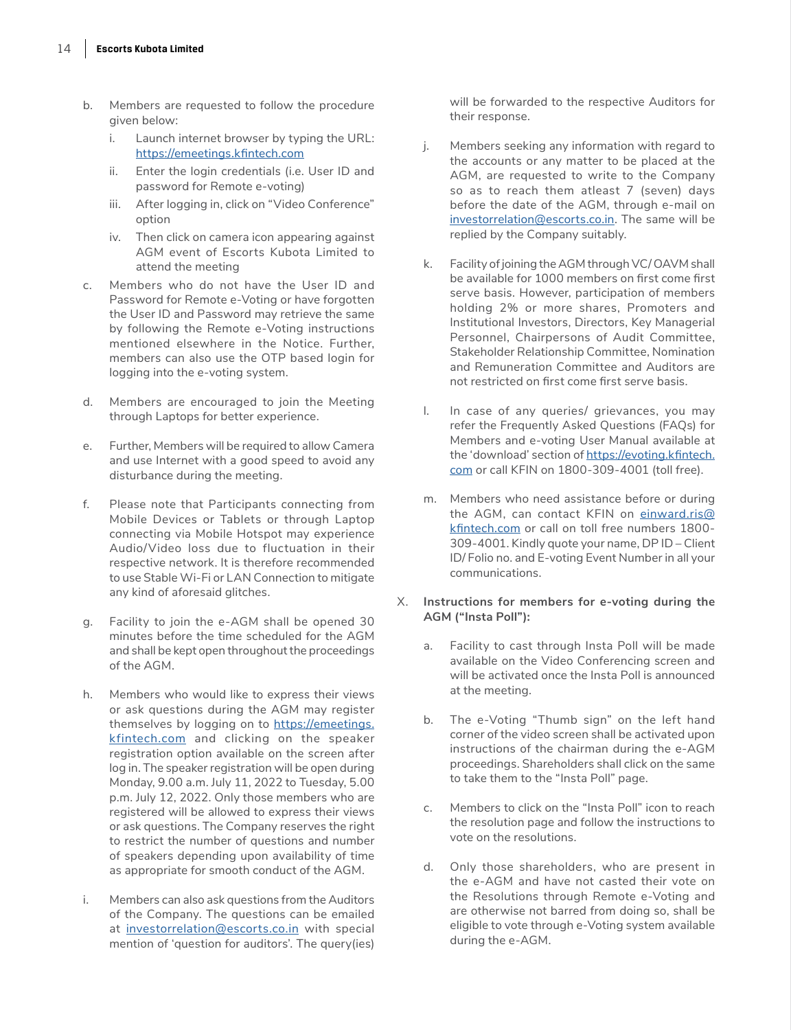b. Members are requested to follow the procedure given below:
   i. Launch internet browser by typing the URL: https://emeetings.kfintech.com
   ii. Enter the login credentials (i.e. User ID and password for Remote e-voting)
   iii. After logging in, click on "Video Conference" option
   iv. Then click on camera icon appearing against AGM event of Escorts Kubota Limited to attend the meeting

c. Members who do not have the User ID and Password for Remote e-Voting or have forgotten the User ID and Password may retrieve the same by following the Remote e-Voting instructions mentioned elsewhere in the Notice. Further, members can also use the OTP based login for logging into the e-voting system.

d. Members are encouraged to join the Meeting through Laptops for better experience.

e. Further, Members will be required to allow Camera and use Internet with a good speed to avoid any disturbance during the meeting.

f. Please note that Participants connecting from Mobile Devices or Tablets or through Laptop connecting via Mobile Hotspot may experience Audio/Video loss due to fluctuation in their respective network. It is therefore recommended to use Stable Wi-Fi or LAN Connection to mitigate any kind of aforesaid glitches.

g. Facility to join the e-AGM shall be opened 30 minutes before the time scheduled for the AGM and shall be kept open throughout the proceedings of the AGM.

h. Members who would like to express their views or ask questions during the AGM may register themselves by logging on to https://emeetings.kfintech.com and clicking on the speaker registration option available on the screen after log in. The speaker registration will be open during Monday, 9.00 a.m. July 11, 2022 to Tuesday, 5.00 p.m. July 12, 2022. Only those members who are registered will be allowed to express their views or ask questions. The Company reserves the right to restrict the number of questions and number of speakers depending upon availability of time as appropriate for smooth conduct of the AGM.

i. Members can also ask questions from the Auditors of the Company. The questions can be emailed at investorrelation@escorts.co.in with special mention of 'question for auditors'. The query(ies) will be forwarded to the respective Auditors for their response.

j. Members seeking any information with regard to the accounts or any matter to be placed at the AGM, are requested to write to the Company so as to reach them atleast 7 (seven) days before the date of the AGM, through e-mail on investorrelation@escorts.co.in. The same will be replied by the Company suitably.

k. Facility of joining the AGM through VC/ OAVM shall be available for 1000 members on first come first serve basis. However, participation of members holding 2% or more shares, Promoters and Institutional Investors, Directors, Key Managerial Personnel, Chairpersons of Audit Committee, Stakeholder Relationship Committee, Nomination and Remuneration Committee and Auditors are not restricted on first come first serve basis.

l. In case of any queries/ grievances, you may refer the Frequently Asked Questions (FAQs) for Members and e-voting User Manual available at the 'download' section of https://evoting.kfintech.com or call KFIN on 1800-309-4001 (toll free).

m. Members who need assistance before or during the AGM, can contact KFIN on einward.ris@kfintech.com or call on toll free numbers 1800-309-4001. Kindly quote your name, DP ID – Client ID/ Folio no. and E-voting Event Number in all your communications.

X. **Instructions for members for e-voting during the AGM ("Insta Poll"):**

a. Facility to cast through Insta Poll will be made available on the Video Conferencing screen and will be activated once the Insta Poll is announced at the meeting.

b. The e-Voting "Thumb sign" on the left hand corner of the video screen shall be activated upon instructions of the chairman during the e-AGM proceedings. Shareholders shall click on the same to take them to the "Insta Poll" page.

c. Members to click on the "Insta Poll" icon to reach the resolution page and follow the instructions to vote on the resolutions.

d. Only those shareholders, who are present in the e-AGM and have not casted their vote on the Resolutions through Remote e-Voting and are otherwise not barred from doing so, shall be eligible to vote through e-Voting system available during the e-AGM.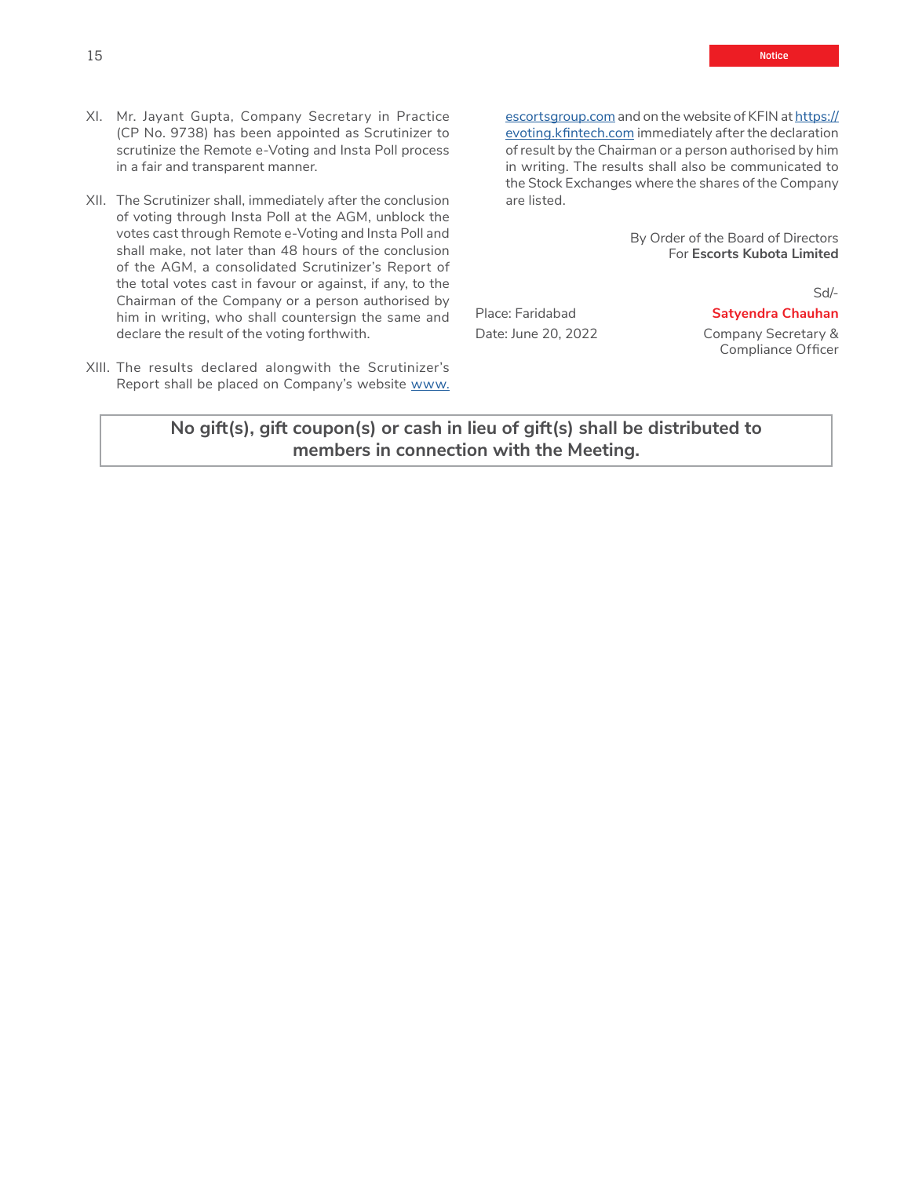XI. Mr. Jayant Gupta, Company Secretary in Practice (CP No. 9738) has been appointed as Scrutinizer to scrutinize the Remote e-Voting and Insta Poll process in a fair and transparent manner.

XII. The Scrutinizer shall, immediately after the conclusion of voting through Insta Poll at the AGM, unblock the votes cast through Remote e-Voting and Insta Poll and shall make, not later than 48 hours of the conclusion of the AGM, a consolidated Scrutinizer's Report of the total votes cast in favour or against, if any, to the Chairman of the Company or a person authorised by him in writing, who shall countersign the same and declare the result of the voting forthwith.

XIII. The results declared alongwith the Scrutinizer's Report shall be placed on Company's website www.escortsgroup.com and on the website of KFIN at https://evoting.kfintech.com immediately after the declaration of result by the Chairman or a person authorised by him in writing. The results shall also be communicated to the Stock Exchanges where the shares of the Company are listed.

By Order of the Board of Directors
For **Escorts Kubota Limited**

Sd/-
**Satyendra Chauhan**
Company Secretary &
Compliance Officer

Place: Faridabad
Date: June 20, 2022

**No gift(s), gift coupon(s) or cash in lieu of gift(s) shall be distributed to members in connection with the Meeting.**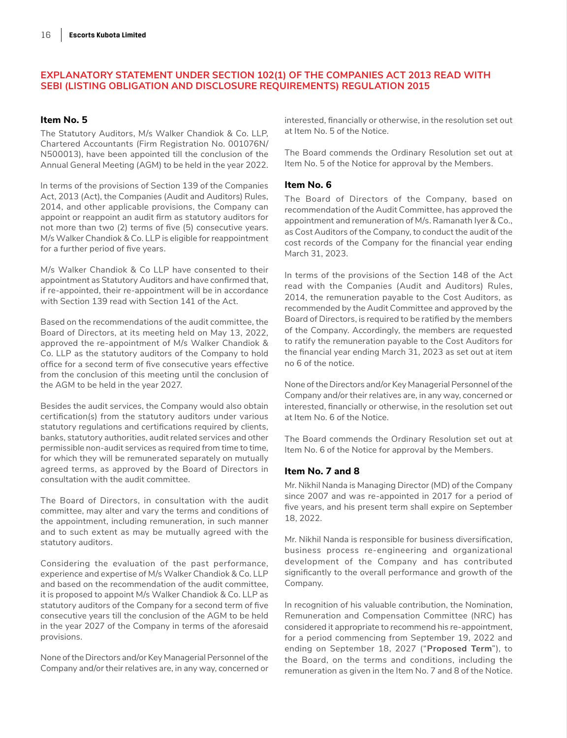## EXPLANATORY STATEMENT UNDER SECTION 102(1) OF THE COMPANIES ACT 2013 READ WITH SEBI (LISTING OBLIGATION AND DISCLOSURE REQUIREMENTS) REGULATION 2015

### Item No. 5

The Statutory Auditors, M/s Walker Chandiok & Co. LLP, Chartered Accountants (Firm Registration No. 001076N/N500013), have been appointed till the conclusion of the Annual General Meeting (AGM) to be held in the year 2022.

In terms of the provisions of Section 139 of the Companies Act, 2013 (Act), the Companies (Audit and Auditors) Rules, 2014, and other applicable provisions, the Company can appoint or reappoint an audit firm as statutory auditors for not more than two (2) terms of five (5) consecutive years. M/s Walker Chandiok & Co. LLP is eligible for reappointment for a further period of five years.

M/s Walker Chandiok & Co LLP have consented to their appointment as Statutory Auditors and have confirmed that, if re-appointed, their re-appointment will be in accordance with Section 139 read with Section 141 of the Act.

Based on the recommendations of the audit committee, the Board of Directors, at its meeting held on May 13, 2022, approved the re-appointment of M/s Walker Chandiok & Co. LLP as the statutory auditors of the Company to hold office for a second term of five consecutive years effective from the conclusion of this meeting until the conclusion of the AGM to be held in the year 2027.

Besides the audit services, the Company would also obtain certification(s) from the statutory auditors under various statutory regulations and certifications required by clients, banks, statutory authorities, audit related services and other permissible non-audit services as required from time to time, for which they will be remunerated separately on mutually agreed terms, as approved by the Board of Directors in consultation with the audit committee.

The Board of Directors, in consultation with the audit committee, may alter and vary the terms and conditions of the appointment, including remuneration, in such manner and to such extent as may be mutually agreed with the statutory auditors.

Considering the evaluation of the past performance, experience and expertise of M/s Walker Chandiok & Co. LLP and based on the recommendation of the audit committee, it is proposed to appoint M/s Walker Chandiok & Co. LLP as statutory auditors of the Company for a second term of five consecutive years till the conclusion of the AGM to be held in the year 2027 of the Company in terms of the aforesaid provisions.

None of the Directors and/or Key Managerial Personnel of the Company and/or their relatives are, in any way, concerned or interested, financially or otherwise, in the resolution set out at Item No. 5 of the Notice.

The Board commends the Ordinary Resolution set out at Item No. 5 of the Notice for approval by the Members.

### Item No. 6

The Board of Directors of the Company, based on recommendation of the Audit Committee, has approved the appointment and remuneration of M/s. Ramanath Iyer & Co., as Cost Auditors of the Company, to conduct the audit of the cost records of the Company for the financial year ending March 31, 2023.

In terms of the provisions of the Section 148 of the Act read with the Companies (Audit and Auditors) Rules, 2014, the remuneration payable to the Cost Auditors, as recommended by the Audit Committee and approved by the Board of Directors, is required to be ratified by the members of the Company. Accordingly, the members are requested to ratify the remuneration payable to the Cost Auditors for the financial year ending March 31, 2023 as set out at item no 6 of the notice.

None of the Directors and/or Key Managerial Personnel of the Company and/or their relatives are, in any way, concerned or interested, financially or otherwise, in the resolution set out at Item No. 6 of the Notice.

The Board commends the Ordinary Resolution set out at Item No. 6 of the Notice for approval by the Members.

### Item No. 7 and 8

Mr. Nikhil Nanda is Managing Director (MD) of the Company since 2007 and was re-appointed in 2017 for a period of five years, and his present term shall expire on September 18, 2022.

Mr. Nikhil Nanda is responsible for business diversification, business process re-engineering and organizational development of the Company and has contributed significantly to the overall performance and growth of the Company.

In recognition of his valuable contribution, the Nomination, Remuneration and Compensation Committee (NRC) has considered it appropriate to recommend his re-appointment, for a period commencing from September 19, 2022 and ending on September 18, 2027 ("**Proposed Term**"), to the Board, on the terms and conditions, including the remuneration as given in the Item No. 7 and 8 of the Notice.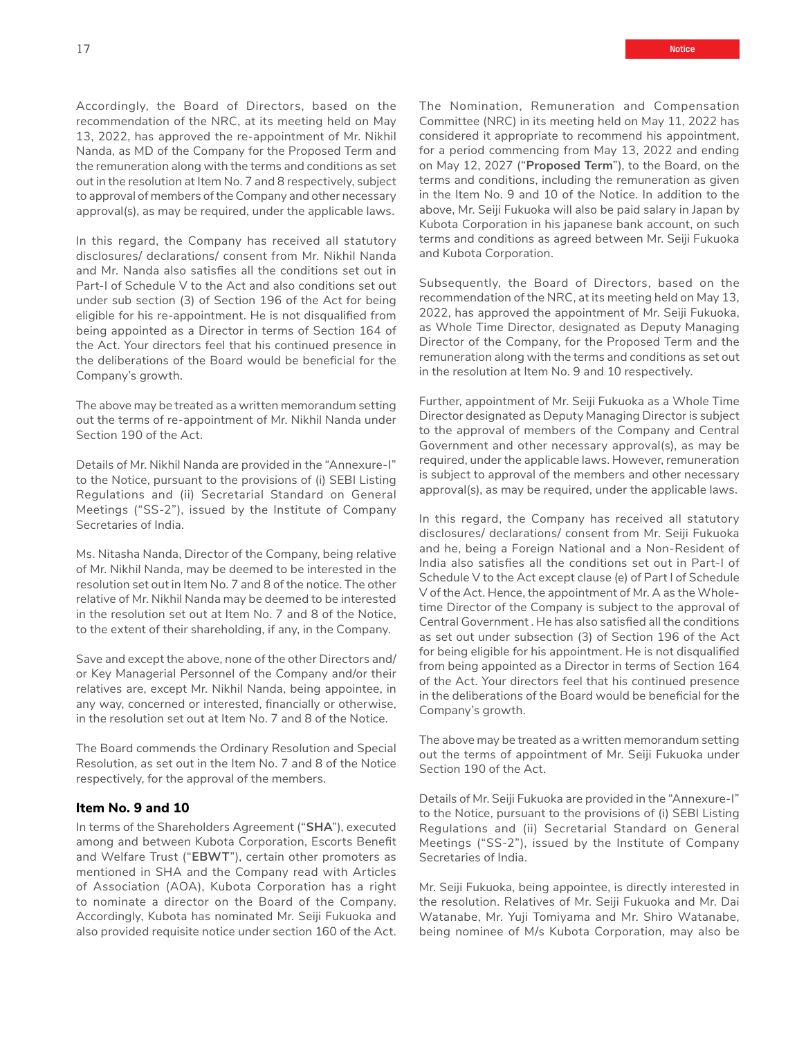Accordingly, the Board of Directors, based on the recommendation of the NRC, at its meeting held on May 13, 2022, has approved the re-appointment of Mr. Nikhil Nanda, as MD of the Company for the Proposed Term and the remuneration along with the terms and conditions as set out in the resolution at Item No. 7 and 8 respectively, subject to approval of members of the Company and other necessary approval(s), as may be required, under the applicable laws.

In this regard, the Company has received all statutory disclosures/ declarations/ consent from Mr. Nikhil Nanda and Mr. Nanda also satisfies all the conditions set out in Part-I of Schedule V to the Act and also conditions set out under sub section (3) of Section 196 of the Act for being eligible for his re-appointment. He is not disqualified from being appointed as a Director in terms of Section 164 of the Act. Your directors feel that his continued presence in the deliberations of the Board would be beneficial for the Company's growth.

The above may be treated as a written memorandum setting out the terms of re-appointment of Mr. Nikhil Nanda under Section 190 of the Act.

Details of Mr. Nikhil Nanda are provided in the "Annexure-I" to the Notice, pursuant to the provisions of (i) SEBI Listing Regulations and (ii) Secretarial Standard on General Meetings ("SS-2"), issued by the Institute of Company Secretaries of India.

Ms. Nitasha Nanda, Director of the Company, being relative of Mr. Nikhil Nanda, may be deemed to be interested in the resolution set out in Item No. 7 and 8 of the notice. The other relative of Mr. Nikhil Nanda may be deemed to be interested in the resolution set out at Item No. 7 and 8 of the Notice, to the extent of their shareholding, if any, in the Company.

Save and except the above, none of the other Directors and/ or Key Managerial Personnel of the Company and/or their relatives are, except Mr. Nikhil Nanda, being appointee, in any way, concerned or interested, financially or otherwise, in the resolution set out at Item No. 7 and 8 of the Notice.

The Board commends the Ordinary Resolution and Special Resolution, as set out in the Item No. 7 and 8 of the Notice respectively, for the approval of the members.

### Item No. 9 and 10

In terms of the Shareholders Agreement ("**SHA**"), executed among and between Kubota Corporation, Escorts Benefit and Welfare Trust ("**EBWT**"), certain other promoters as mentioned in SHA and the Company read with Articles of Association (AOA), Kubota Corporation has a right to nominate a director on the Board of the Company. Accordingly, Kubota has nominated Mr. Seiji Fukuoka and also provided requisite notice under section 160 of the Act.

The Nomination, Remuneration and Compensation Committee (NRC) in its meeting held on May 11, 2022 has considered it appropriate to recommend his appointment, for a period commencing from May 13, 2022 and ending on May 12, 2027 ("**Proposed Term**"), to the Board, on the terms and conditions, including the remuneration as given in the Item No. 9 and 10 of the Notice. In addition to the above, Mr. Seiji Fukuoka will also be paid salary in Japan by Kubota Corporation in his japanese bank account, on such terms and conditions as agreed between Mr. Seiji Fukuoka and Kubota Corporation.

Subsequently, the Board of Directors, based on the recommendation of the NRC, at its meeting held on May 13, 2022, has approved the appointment of Mr. Seiji Fukuoka, as Whole Time Director, designated as Deputy Managing Director of the Company, for the Proposed Term and the remuneration along with the terms and conditions as set out in the resolution at Item No. 9 and 10 respectively.

Further, appointment of Mr. Seiji Fukuoka as a Whole Time Director designated as Deputy Managing Director is subject to the approval of members of the Company and Central Government and other necessary approval(s), as may be required, under the applicable laws. However, remuneration is subject to approval of the members and other necessary approval(s), as may be required, under the applicable laws.

In this regard, the Company has received all statutory disclosures/ declarations/ consent from Mr. Seiji Fukuoka and he, being a Foreign National and a Non-Resident of India also satisfies all the conditions set out in Part-I of Schedule V to the Act except clause (e) of Part I of Schedule V of the Act. Hence, the appointment of Mr. A as the Whole-time Director of the Company is subject to the approval of Central Government . He has also satisfied all the conditions as set out under subsection (3) of Section 196 of the Act for being eligible for his appointment. He is not disqualified from being appointed as a Director in terms of Section 164 of the Act. Your directors feel that his continued presence in the deliberations of the Board would be beneficial for the Company's growth.

The above may be treated as a written memorandum setting out the terms of appointment of Mr. Seiji Fukuoka under Section 190 of the Act.

Details of Mr. Seiji Fukuoka are provided in the "Annexure-I" to the Notice, pursuant to the provisions of (i) SEBI Listing Regulations and (ii) Secretarial Standard on General Meetings ("SS-2"), issued by the Institute of Company Secretaries of India.

Mr. Seiji Fukuoka, being appointee, is directly interested in the resolution. Relatives of Mr. Seiji Fukuoka and Mr. Dai Watanabe, Mr. Yuji Tomiyama and Mr. Shiro Watanabe, being nominee of M/s Kubota Corporation, may also be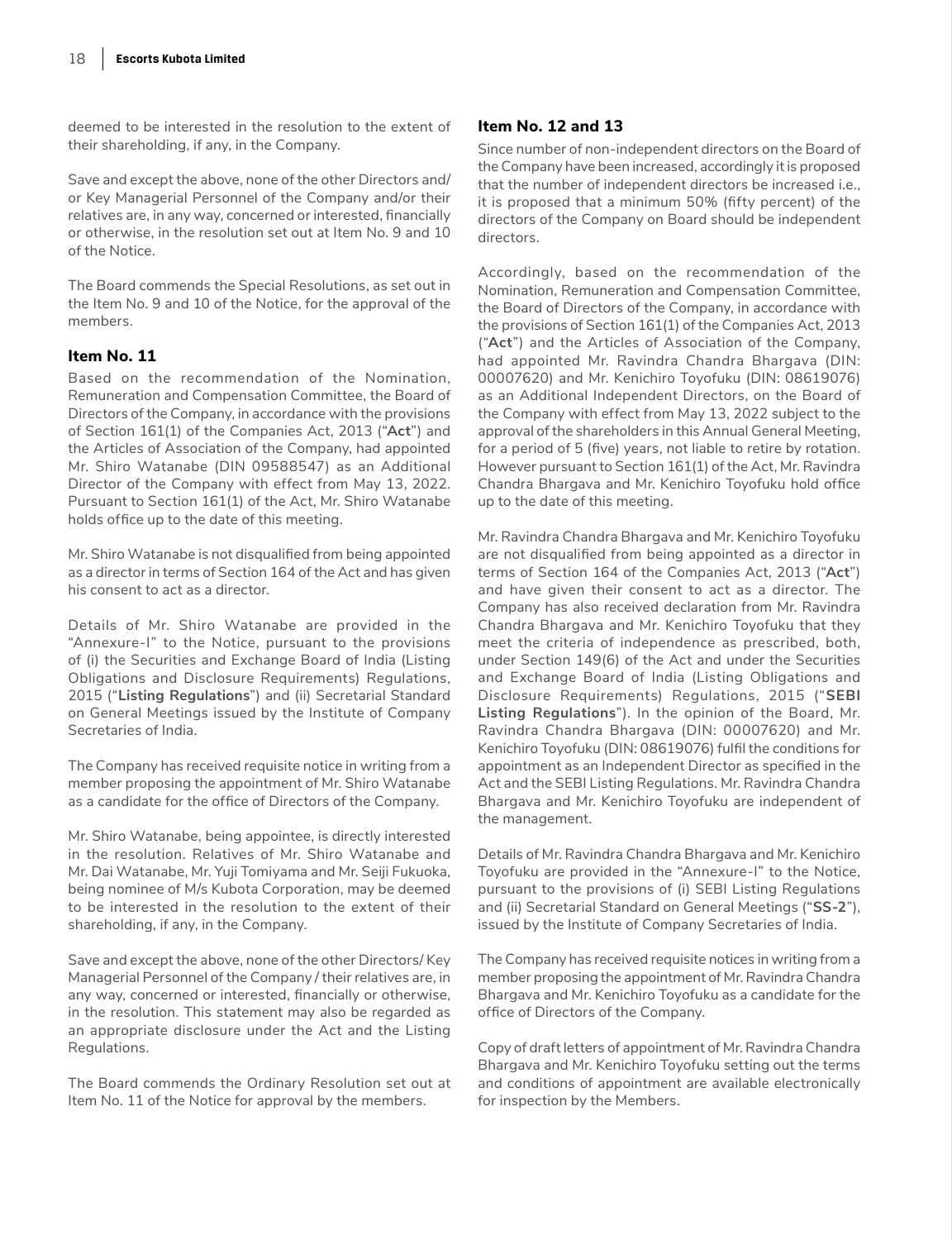deemed to be interested in the resolution to the extent of their shareholding, if any, in the Company.

Save and except the above, none of the other Directors and/ or Key Managerial Personnel of the Company and/or their relatives are, in any way, concerned or interested, financially or otherwise, in the resolution set out at Item No. 9 and 10 of the Notice.

The Board commends the Special Resolutions, as set out in the Item No. 9 and 10 of the Notice, for the approval of the members.

### Item No. 11

Based on the recommendation of the Nomination, Remuneration and Compensation Committee, the Board of Directors of the Company, in accordance with the provisions of Section 161(1) of the Companies Act, 2013 ("**Act**") and the Articles of Association of the Company, had appointed Mr. Shiro Watanabe (DIN 09588547) as an Additional Director of the Company with effect from May 13, 2022. Pursuant to Section 161(1) of the Act, Mr. Shiro Watanabe holds office up to the date of this meeting.

Mr. Shiro Watanabe is not disqualified from being appointed as a director in terms of Section 164 of the Act and has given his consent to act as a director.

Details of Mr. Shiro Watanabe are provided in the "Annexure-I" to the Notice, pursuant to the provisions of (i) the Securities and Exchange Board of India (Listing Obligations and Disclosure Requirements) Regulations, 2015 ("**Listing Regulations**") and (ii) Secretarial Standard on General Meetings issued by the Institute of Company Secretaries of India.

The Company has received requisite notice in writing from a member proposing the appointment of Mr. Shiro Watanabe as a candidate for the office of Directors of the Company.

Mr. Shiro Watanabe, being appointee, is directly interested in the resolution. Relatives of Mr. Shiro Watanabe and Mr. Dai Watanabe, Mr. Yuji Tomiyama and Mr. Seiji Fukuoka, being nominee of M/s Kubota Corporation, may be deemed to be interested in the resolution to the extent of their shareholding, if any, in the Company.

Save and except the above, none of the other Directors/ Key Managerial Personnel of the Company / their relatives are, in any way, concerned or interested, financially or otherwise, in the resolution. This statement may also be regarded as an appropriate disclosure under the Act and the Listing Regulations.

The Board commends the Ordinary Resolution set out at Item No. 11 of the Notice for approval by the members.

### Item No. 12 and 13

Since number of non-independent directors on the Board of the Company have been increased, accordingly it is proposed that the number of independent directors be increased i.e., it is proposed that a minimum 50% (fifty percent) of the directors of the Company on Board should be independent directors.

Accordingly, based on the recommendation of the Nomination, Remuneration and Compensation Committee, the Board of Directors of the Company, in accordance with the provisions of Section 161(1) of the Companies Act, 2013 ("**Act**") and the Articles of Association of the Company, had appointed Mr. Ravindra Chandra Bhargava (DIN: 00007620) and Mr. Kenichiro Toyofuku (DIN: 08619076) as an Additional Independent Directors, on the Board of the Company with effect from May 13, 2022 subject to the approval of the shareholders in this Annual General Meeting, for a period of 5 (five) years, not liable to retire by rotation. However pursuant to Section 161(1) of the Act, Mr. Ravindra Chandra Bhargava and Mr. Kenichiro Toyofuku hold office up to the date of this meeting.

Mr. Ravindra Chandra Bhargava and Mr. Kenichiro Toyofuku are not disqualified from being appointed as a director in terms of Section 164 of the Companies Act, 2013 ("**Act**") and have given their consent to act as a director. The Company has also received declaration from Mr. Ravindra Chandra Bhargava and Mr. Kenichiro Toyofuku that they meet the criteria of independence as prescribed, both, under Section 149(6) of the Act and under the Securities and Exchange Board of India (Listing Obligations and Disclosure Requirements) Regulations, 2015 ("**SEBI Listing Regulations**"). In the opinion of the Board, Mr. Ravindra Chandra Bhargava (DIN: 00007620) and Mr. Kenichiro Toyofuku (DIN: 08619076) fulfil the conditions for appointment as an Independent Director as specified in the Act and the SEBI Listing Regulations. Mr. Ravindra Chandra Bhargava and Mr. Kenichiro Toyofuku are independent of the management.

Details of Mr. Ravindra Chandra Bhargava and Mr. Kenichiro Toyofuku are provided in the "Annexure-I" to the Notice, pursuant to the provisions of (i) SEBI Listing Regulations and (ii) Secretarial Standard on General Meetings ("**SS-2**"), issued by the Institute of Company Secretaries of India.

The Company has received requisite notices in writing from a member proposing the appointment of Mr. Ravindra Chandra Bhargava and Mr. Kenichiro Toyofuku as a candidate for the office of Directors of the Company.

Copy of draft letters of appointment of Mr. Ravindra Chandra Bhargava and Mr. Kenichiro Toyofuku setting out the terms and conditions of appointment are available electronically for inspection by the Members.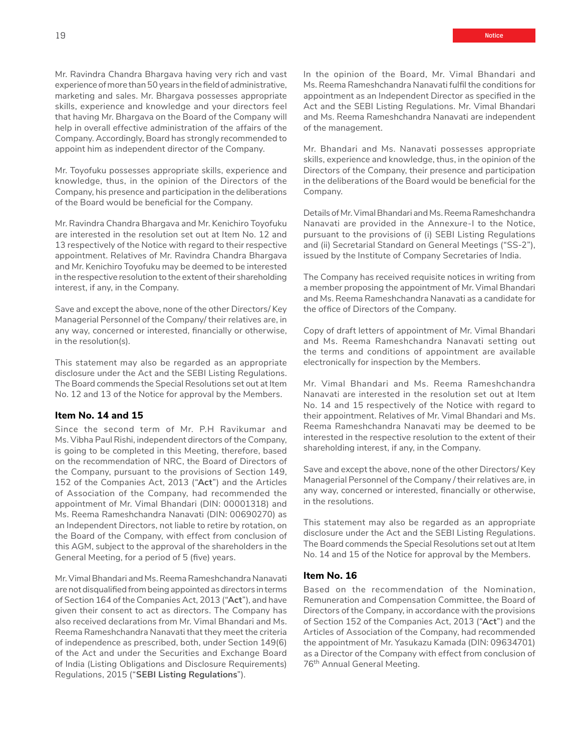Mr. Ravindra Chandra Bhargava having very rich and vast experience of more than 50 years in the field of administrative, marketing and sales. Mr. Bhargava possesses appropriate skills, experience and knowledge and your directors feel that having Mr. Bhargava on the Board of the Company will help in overall effective administration of the affairs of the Company. Accordingly, Board has strongly recommended to appoint him as independent director of the Company.

Mr. Toyofuku possesses appropriate skills, experience and knowledge, thus, in the opinion of the Directors of the Company, his presence and participation in the deliberations of the Board would be beneficial for the Company.

Mr. Ravindra Chandra Bhargava and Mr. Kenichiro Toyofuku are interested in the resolution set out at Item No. 12 and 13 respectively of the Notice with regard to their respective appointment. Relatives of Mr. Ravindra Chandra Bhargava and Mr. Kenichiro Toyofuku may be deemed to be interested in the respective resolution to the extent of their shareholding interest, if any, in the Company.

Save and except the above, none of the other Directors/ Key Managerial Personnel of the Company/ their relatives are, in any way, concerned or interested, financially or otherwise, in the resolution(s).

This statement may also be regarded as an appropriate disclosure under the Act and the SEBI Listing Regulations. The Board commends the Special Resolutions set out at Item No. 12 and 13 of the Notice for approval by the Members.

### Item No. 14 and 15

Since the second term of Mr. P.H Ravikumar and Ms. Vibha Paul Rishi, independent directors of the Company, is going to be completed in this Meeting, therefore, based on the recommendation of NRC, the Board of Directors of the Company, pursuant to the provisions of Section 149, 152 of the Companies Act, 2013 ("**Act**") and the Articles of Association of the Company, had recommended the appointment of Mr. Vimal Bhandari (DIN: 00001318) and Ms. Reema Rameshchandra Nanavati (DIN: 00690270) as an Independent Directors, not liable to retire by rotation, on the Board of the Company, with effect from conclusion of this AGM, subject to the approval of the shareholders in the General Meeting, for a period of 5 (five) years.

Mr. Vimal Bhandari and Ms. Reema Rameshchandra Nanavati are not disqualified from being appointed as directors in terms of Section 164 of the Companies Act, 2013 ("**Act**"), and have given their consent to act as directors. The Company has also received declarations from Mr. Vimal Bhandari and Ms. Reema Rameshchandra Nanavati that they meet the criteria of independence as prescribed, both, under Section 149(6) of the Act and under the Securities and Exchange Board of India (Listing Obligations and Disclosure Requirements) Regulations, 2015 ("**SEBI Listing Regulations**").

In the opinion of the Board, Mr. Vimal Bhandari and Ms. Reema Rameshchandra Nanavati fulfil the conditions for appointment as an Independent Director as specified in the Act and the SEBI Listing Regulations. Mr. Vimal Bhandari and Ms. Reema Rameshchandra Nanavati are independent of the management.

Mr. Bhandari and Ms. Nanavati possesses appropriate skills, experience and knowledge, thus, in the opinion of the Directors of the Company, their presence and participation in the deliberations of the Board would be beneficial for the Company.

Details of Mr. Vimal Bhandari and Ms. Reema Rameshchandra Nanavati are provided in the Annexure-I to the Notice, pursuant to the provisions of (i) SEBI Listing Regulations and (ii) Secretarial Standard on General Meetings ("SS-2"), issued by the Institute of Company Secretaries of India.

The Company has received requisite notices in writing from a member proposing the appointment of Mr. Vimal Bhandari and Ms. Reema Rameshchandra Nanavati as a candidate for the office of Directors of the Company.

Copy of draft letters of appointment of Mr. Vimal Bhandari and Ms. Reema Rameshchandra Nanavati setting out the terms and conditions of appointment are available electronically for inspection by the Members.

Mr. Vimal Bhandari and Ms. Reema Rameshchandra Nanavati are interested in the resolution set out at Item No. 14 and 15 respectively of the Notice with regard to their appointment. Relatives of Mr. Vimal Bhandari and Ms. Reema Rameshchandra Nanavati may be deemed to be interested in the respective resolution to the extent of their shareholding interest, if any, in the Company.

Save and except the above, none of the other Directors/ Key Managerial Personnel of the Company / their relatives are, in any way, concerned or interested, financially or otherwise, in the resolutions.

This statement may also be regarded as an appropriate disclosure under the Act and the SEBI Listing Regulations. The Board commends the Special Resolutions set out at Item No. 14 and 15 of the Notice for approval by the Members.

### Item No. 16

Based on the recommendation of the Nomination, Remuneration and Compensation Committee, the Board of Directors of the Company, in accordance with the provisions of Section 152 of the Companies Act, 2013 ("**Act**") and the Articles of Association of the Company, had recommended the appointment of Mr. Yasukazu Kamada (DIN: 09634701) as a Director of the Company with effect from conclusion of 76th Annual General Meeting.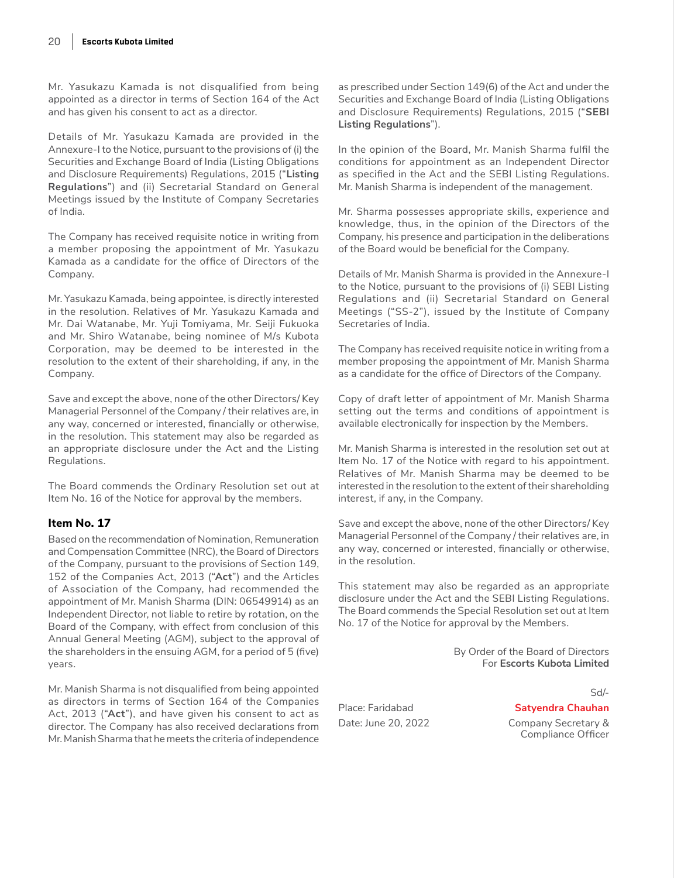Mr. Yasukazu Kamada is not disqualified from being appointed as a director in terms of Section 164 of the Act and has given his consent to act as a director.

Details of Mr. Yasukazu Kamada are provided in the Annexure-I to the Notice, pursuant to the provisions of (i) the Securities and Exchange Board of India (Listing Obligations and Disclosure Requirements) Regulations, 2015 ("**Listing Regulations**") and (ii) Secretarial Standard on General Meetings issued by the Institute of Company Secretaries of India.

The Company has received requisite notice in writing from a member proposing the appointment of Mr. Yasukazu Kamada as a candidate for the office of Directors of the Company.

Mr. Yasukazu Kamada, being appointee, is directly interested in the resolution. Relatives of Mr. Yasukazu Kamada and Mr. Dai Watanabe, Mr. Yuji Tomiyama, Mr. Seiji Fukuoka and Mr. Shiro Watanabe, being nominee of M/s Kubota Corporation, may be deemed to be interested in the resolution to the extent of their shareholding, if any, in the Company.

Save and except the above, none of the other Directors/ Key Managerial Personnel of the Company / their relatives are, in any way, concerned or interested, financially or otherwise, in the resolution. This statement may also be regarded as an appropriate disclosure under the Act and the Listing Regulations.

The Board commends the Ordinary Resolution set out at Item No. 16 of the Notice for approval by the members.

### Item No. 17

Based on the recommendation of Nomination, Remuneration and Compensation Committee (NRC), the Board of Directors of the Company, pursuant to the provisions of Section 149, 152 of the Companies Act, 2013 ("**Act**") and the Articles of Association of the Company, had recommended the appointment of Mr. Manish Sharma (DIN: 06549914) as an Independent Director, not liable to retire by rotation, on the Board of the Company, with effect from conclusion of this Annual General Meeting (AGM), subject to the approval of the shareholders in the ensuing AGM, for a period of 5 (five) years.

Mr. Manish Sharma is not disqualified from being appointed as directors in terms of Section 164 of the Companies Act, 2013 ("**Act**"), and have given his consent to act as director. The Company has also received declarations from Mr. Manish Sharma that he meets the criteria of independence as prescribed under Section 149(6) of the Act and under the Securities and Exchange Board of India (Listing Obligations and Disclosure Requirements) Regulations, 2015 ("**SEBI Listing Regulations**").

In the opinion of the Board, Mr. Manish Sharma fulfil the conditions for appointment as an Independent Director as specified in the Act and the SEBI Listing Regulations. Mr. Manish Sharma is independent of the management.

Mr. Sharma possesses appropriate skills, experience and knowledge, thus, in the opinion of the Directors of the Company, his presence and participation in the deliberations of the Board would be beneficial for the Company.

Details of Mr. Manish Sharma is provided in the Annexure-I to the Notice, pursuant to the provisions of (i) SEBI Listing Regulations and (ii) Secretarial Standard on General Meetings ("SS-2"), issued by the Institute of Company Secretaries of India.

The Company has received requisite notice in writing from a member proposing the appointment of Mr. Manish Sharma as a candidate for the office of Directors of the Company.

Copy of draft letter of appointment of Mr. Manish Sharma setting out the terms and conditions of appointment is available electronically for inspection by the Members.

Mr. Manish Sharma is interested in the resolution set out at Item No. 17 of the Notice with regard to his appointment. Relatives of Mr. Manish Sharma may be deemed to be interested in the resolution to the extent of their shareholding interest, if any, in the Company.

Save and except the above, none of the other Directors/ Key Managerial Personnel of the Company / their relatives are, in any way, concerned or interested, financially or otherwise, in the resolution.

This statement may also be regarded as an appropriate disclosure under the Act and the SEBI Listing Regulations. The Board commends the Special Resolution set out at Item No. 17 of the Notice for approval by the Members.

By Order of the Board of Directors
For **Escorts Kubota Limited**

Sd/-
**Satyendra Chauhan**
Company Secretary & Compliance Officer

Place: Faridabad
Date: June 20, 2022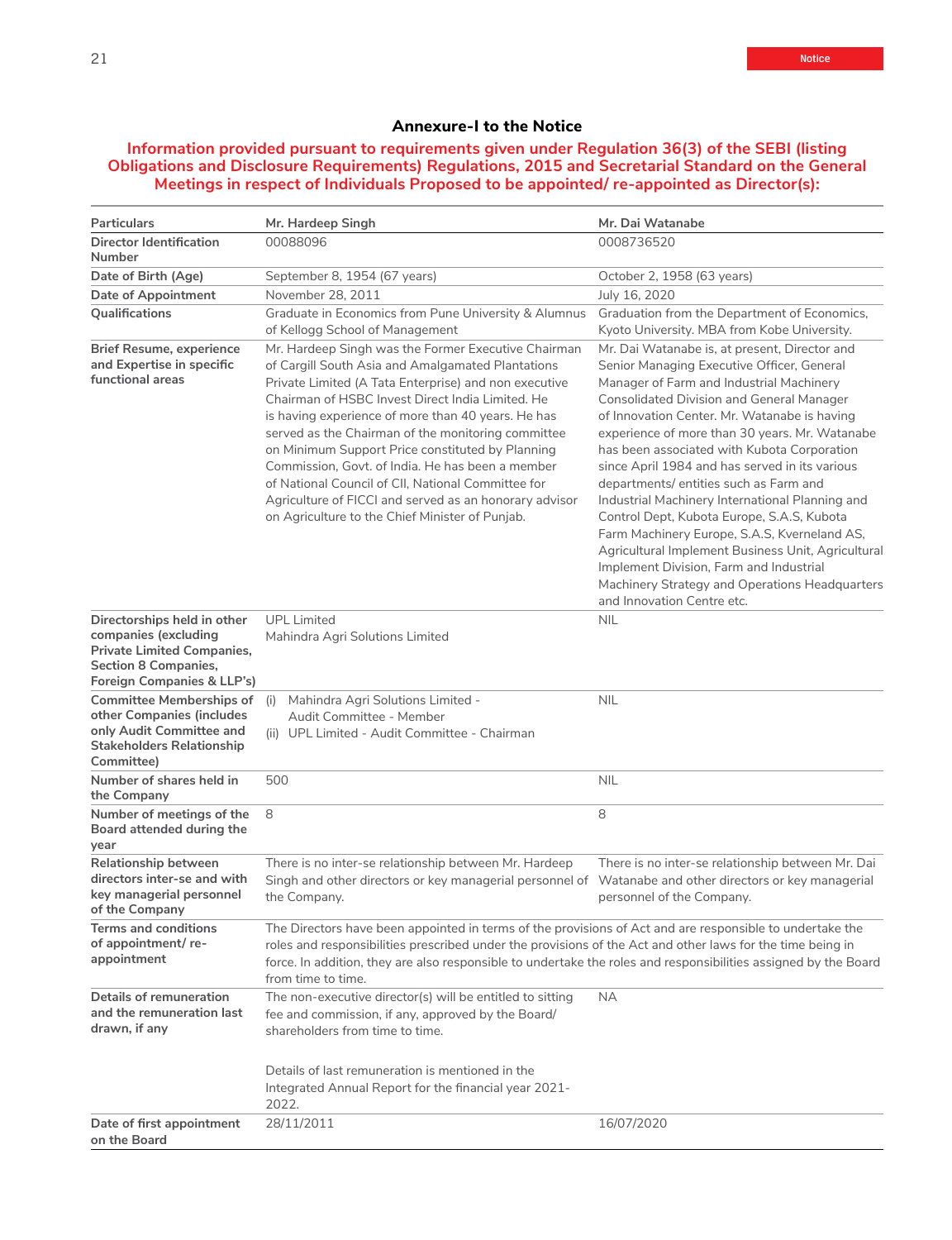## Annexure-I to the Notice

## Information provided pursuant to requirements given under Regulation 36(3) of the SEBI (listing Obligations and Disclosure Requirements) Regulations, 2015 and Secretarial Standard on the General Meetings in respect of Individuals Proposed to be appointed/ re-appointed as Director(s):

| Particulars | Mr. Hardeep Singh | Mr. Dai Watanabe |
|---|---|---|
| **Director Identification Number** | 00088096 | 0008736520 |
| **Date of Birth (Age)** | September 8, 1954 (67 years) | October 2, 1958 (63 years) |
| **Date of Appointment** | November 28, 2011 | July 16, 2020 |
| **Qualifications** | Graduate in Economics from Pune University & Alumnus of Kellogg School of Management | Graduation from the Department of Economics, Kyoto University. MBA from Kobe University. |
| **Brief Resume, experience and Expertise in specific functional areas** | Mr. Hardeep Singh was the Former Executive Chairman of Cargill South Asia and Amalgamated Plantations Private Limited (A Tata Enterprise) and non executive Chairman of HSBC Invest Direct India Limited. He is having experience of more than 40 years. He has served as the Chairman of the monitoring committee on Minimum Support Price constituted by Planning Commission, Govt. of India. He has been a member of National Council of CII, National Committee for Agriculture of FICCI and served as an honorary advisor on Agriculture to the Chief Minister of Punjab. | Mr. Dai Watanabe is, at present, Director and Senior Managing Executive Officer, General Manager of Farm and Industrial Machinery Consolidated Division and General Manager of Innovation Center. Mr. Watanabe is having experience of more than 30 years. Mr. Watanabe has been associated with Kubota Corporation since April 1984 and has served in its various departments/ entities such as Farm and Industrial Machinery International Planning and Control Dept, Kubota Europe, S.A.S, Kubota Farm Machinery Europe, S.A.S, Kverneland AS, Agricultural Implement Business Unit, Agricultural Implement Division, Farm and Industrial Machinery Strategy and Operations Headquarters and Innovation Centre etc. |
| **Directorships held in other companies (excluding Private Limited Companies, Section 8 Companies, Foreign Companies & LLP's)** | UPL Limited<br>Mahindra Agri Solutions Limited | NIL |
| **Committee Memberships of other Companies (includes only Audit Committee and Stakeholders Relationship Committee)** | (i) Mahindra Agri Solutions Limited - Audit Committee - Member<br>(ii) UPL Limited - Audit Committee - Chairman | NIL |
| **Number of shares held in the Company** | 500 | NIL |
| **Number of meetings of the Board attended during the year** | 8 | 8 |
| **Relationship between directors inter-se and with key managerial personnel of the Company** | There is no inter-se relationship between Mr. Hardeep Singh and other directors or key managerial personnel of the Company. | There is no inter-se relationship between Mr. Dai Watanabe and other directors or key managerial personnel of the Company. |
| **Terms and conditions of appointment/ re-appointment** | The Directors have been appointed in terms of the provisions of Act and are responsible to undertake the roles and responsibilities prescribed under the provisions of the Act and other laws for the time being in force. In addition, they are also responsible to undertake the roles and responsibilities assigned by the Board from time to time. | |
| **Details of remuneration and the remuneration last drawn, if any** | The non-executive director(s) will be entitled to sitting fee and commission, if any, approved by the Board/ shareholders from time to time.<br><br>Details of last remuneration is mentioned in the Integrated Annual Report for the financial year 2021-2022. | NA |
| **Date of first appointment on the Board** | 28/11/2011 | 16/07/2020 |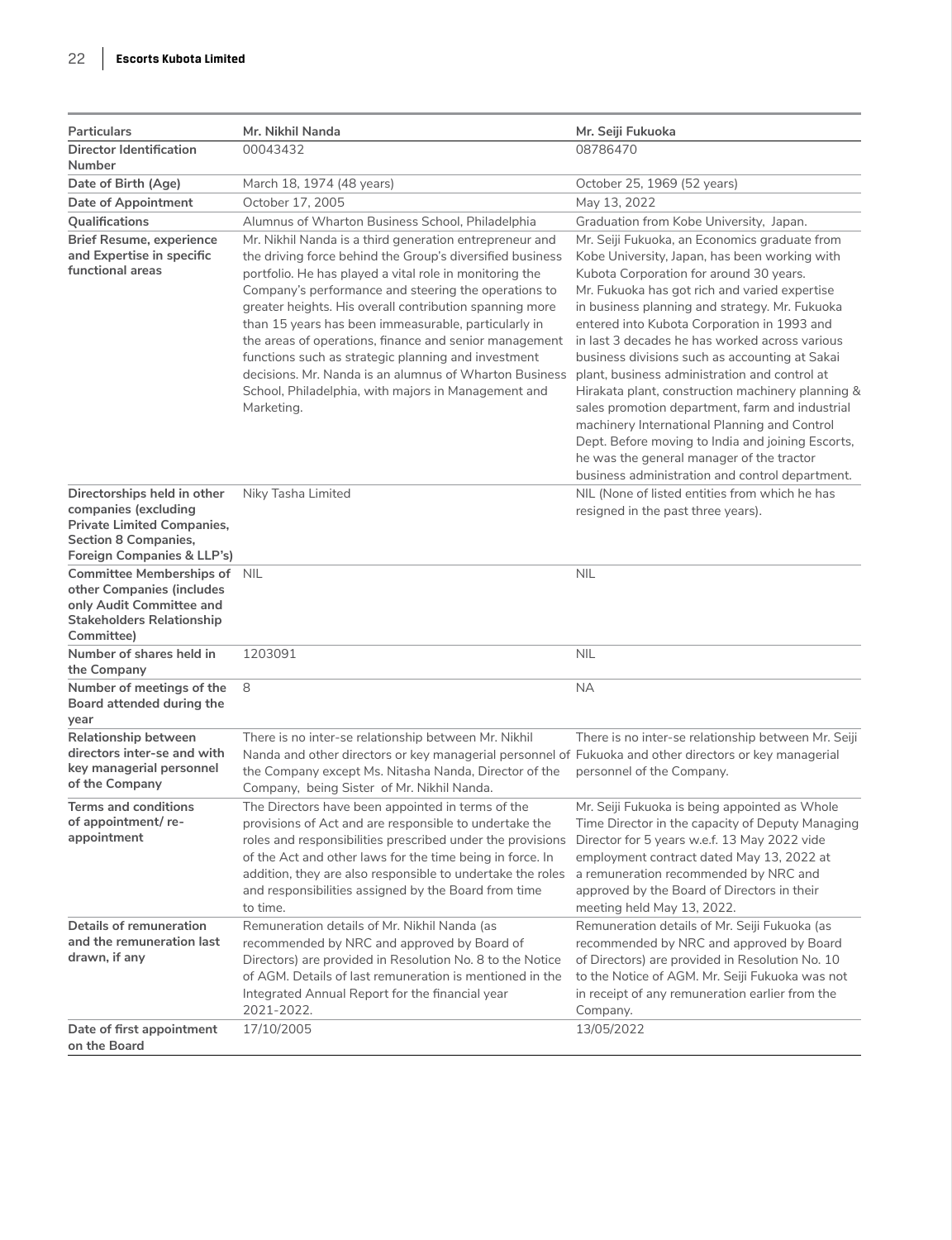| Particulars | Mr. Nikhil Nanda | Mr. Seiji Fukuoka |
|---|---|---|
| **Director Identification Number** | 00043432 | 08786470 |
| **Date of Birth (Age)** | March 18, 1974 (48 years) | October 25, 1969 (52 years) |
| **Date of Appointment** | October 17, 2005 | May 13, 2022 |
| **Qualifications** | Alumnus of Wharton Business School, Philadelphia | Graduation from Kobe University, Japan. |
| **Brief Resume, experience and Expertise in specific functional areas** | Mr. Nikhil Nanda is a third generation entrepreneur and the driving force behind the Group's diversified business portfolio. He has played a vital role in monitoring the Company's performance and steering the operations to greater heights. His overall contribution spanning more than 15 years has been immeasurable, particularly in the areas of operations, finance and senior management functions such as strategic planning and investment decisions. Mr. Nanda is an alumnus of Wharton Business School, Philadelphia, with majors in Management and Marketing. | Mr. Seiji Fukuoka, an Economics graduate from Kobe University, Japan, has been working with Kubota Corporation for around 30 years. Mr. Fukuoka has got rich and varied expertise in business planning and strategy. Mr. Fukuoka entered into Kubota Corporation in 1993 and in last 3 decades he has worked across various business divisions such as accounting at Sakai plant, business administration and control at Hirakata plant, construction machinery planning & sales promotion department, farm and industrial machinery International Planning and Control Dept. Before moving to India and joining Escorts, he was the general manager of the tractor business administration and control department. |
| **Directorships held in other companies (excluding Private Limited Companies, Section 8 Companies, Foreign Companies & LLP's)** | Niky Tasha Limited | NIL (None of listed entities from which he has resigned in the past three years). |
| **Committee Memberships of other Companies (includes only Audit Committee and Stakeholders Relationship Committee)** | NIL | NIL |
| **Number of shares held in the Company** | 1203091 | NIL |
| **Number of meetings of the Board attended during the year** | 8 | NA |
| **Relationship between directors inter-se and with key managerial personnel of the Company** | There is no inter-se relationship between Mr. Nikhil Nanda and other directors or key managerial personnel of the Company except Ms. Nitasha Nanda, Director of the Company, being Sister of Mr. Nikhil Nanda. | There is no inter-se relationship between Mr. Seiji Fukuoka and other directors or key managerial personnel of the Company. |
| **Terms and conditions of appointment/ re-appointment** | The Directors have been appointed in terms of the provisions of Act and are responsible to undertake the roles and responsibilities prescribed under the provisions of the Act and other laws for the time being in force. In addition, they are also responsible to undertake the roles and responsibilities assigned by the Board from time to time. | Mr. Seiji Fukuoka is being appointed as Whole Time Director in the capacity of Deputy Managing Director for 5 years w.e.f. 13 May 2022 vide employment contract dated May 13, 2022 at a remuneration recommended by NRC and approved by the Board of Directors in their meeting held May 13, 2022. |
| **Details of remuneration and the remuneration last drawn, if any** | Remuneration details of Mr. Nikhil Nanda (as recommended by NRC and approved by Board of Directors) are provided in Resolution No. 8 to the Notice of AGM. Details of last remuneration is mentioned in the Integrated Annual Report for the financial year 2021-2022. | Remuneration details of Mr. Seiji Fukuoka (as recommended by NRC and approved by Board of Directors) are provided in Resolution No. 10 to the Notice of AGM. Mr. Seiji Fukuoka was not in receipt of any remuneration earlier from the Company. |
| **Date of first appointment on the Board** | 17/10/2005 | 13/05/2022 |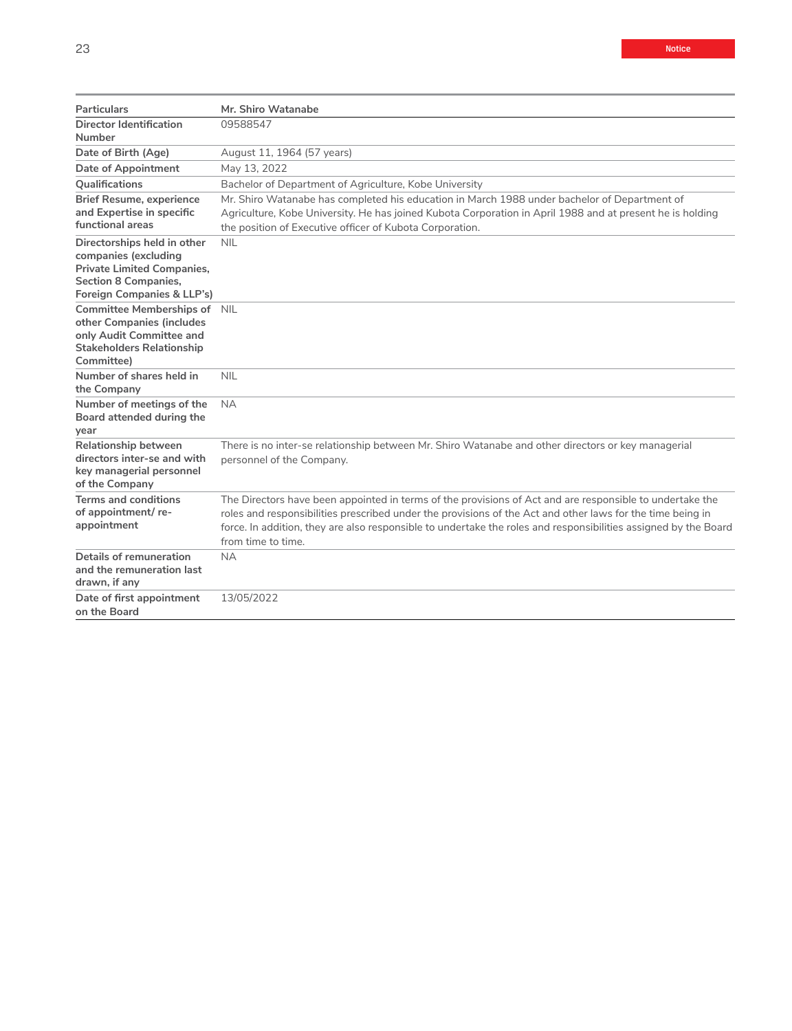| Particulars | Mr. Shiro Watanabe |
|---|---|
| Director Identification Number | 09588547 |
| Date of Birth (Age) | August 11, 1964 (57 years) |
| Date of Appointment | May 13, 2022 |
| Qualifications | Bachelor of Department of Agriculture, Kobe University |
| Brief Resume, experience and Expertise in specific functional areas | Mr. Shiro Watanabe has completed his education in March 1988 under bachelor of Department of Agriculture, Kobe University. He has joined Kubota Corporation in April 1988 and at present he is holding the position of Executive officer of Kubota Corporation. |
| Directorships held in other companies (excluding Private Limited Companies, Section 8 Companies, Foreign Companies & LLP's) | NIL |
| Committee Memberships of other Companies (includes only Audit Committee and Stakeholders Relationship Committee) | NIL |
| Number of shares held in the Company | NIL |
| Number of meetings of the Board attended during the year | NA |
| Relationship between directors inter-se and with key managerial personnel of the Company | There is no inter-se relationship between Mr. Shiro Watanabe and other directors or key managerial personnel of the Company. |
| Terms and conditions of appointment/ re-appointment | The Directors have been appointed in terms of the provisions of Act and are responsible to undertake the roles and responsibilities prescribed under the provisions of the Act and other laws for the time being in force. In addition, they are also responsible to undertake the roles and responsibilities assigned by the Board from time to time. |
| Details of remuneration and the remuneration last drawn, if any | NA |
| Date of first appointment on the Board | 13/05/2022 |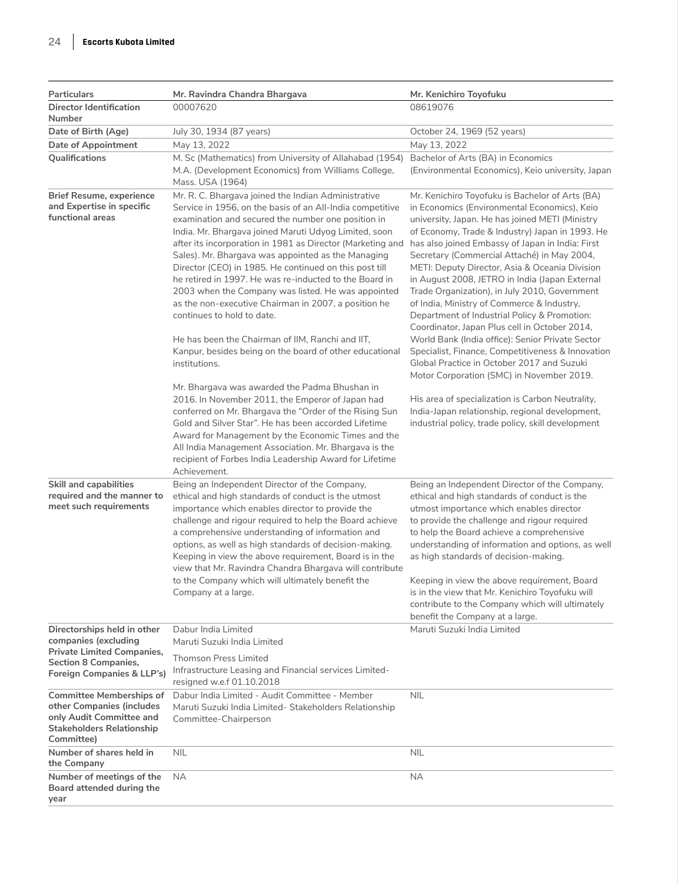| Particulars | Mr. Ravindra Chandra Bhargava | Mr. Kenichiro Toyofuku |
|---|---|---|
| Director Identification Number | 00007620 | 08619076 |
| Date of Birth (Age) | July 30, 1934 (87 years) | October 24, 1969 (52 years) |
| Date of Appointment | May 13, 2022 | May 13, 2022 |
| Qualifications | M. Sc (Mathematics) from University of Allahabad (1954)<br>M.A. (Development Economics) from Williams College, Mass. USA (1964) | Bachelor of Arts (BA) in Economics (Environmental Economics), Keio university, Japan |
| Brief Resume, experience and Expertise in specific functional areas | Mr. R. C. Bhargava joined the Indian Administrative Service in 1956, on the basis of an All-India competitive examination and secured the number one position in India. Mr. Bhargava joined Maruti Udyog Limited, soon after its incorporation in 1981 as Director (Marketing and Sales). Mr. Bhargava was appointed as the Managing Director (CEO) in 1985. He continued on this post till he retired in 1997. He was re-inducted to the Board in 2003 when the Company was listed. He was appointed as the non-executive Chairman in 2007, a position he continues to hold to date.<br><br>He has been the Chairman of IIM, Ranchi and IIT, Kanpur, besides being on the board of other educational institutions.<br><br>Mr. Bhargava was awarded the Padma Bhushan in 2016. In November 2011, the Emperor of Japan had conferred on Mr. Bhargava the "Order of the Rising Sun Gold and Silver Star". He has been accorded Lifetime Award for Management by the Economic Times and the All India Management Association. Mr. Bhargava is the recipient of Forbes India Leadership Award for Lifetime Achievement. | Mr. Kenichiro Toyofuku is Bachelor of Arts (BA) in Economics (Environmental Economics), Keio university, Japan. He has joined METI (Ministry of Economy, Trade & Industry) Japan in 1993. He has also joined Embassy of Japan in India: First Secretary (Commercial Attaché) in May 2004, METI: Deputy Director, Asia & Oceania Division in August 2008, JETRO in India (Japan External Trade Organization), in July 2010, Government of India, Ministry of Commerce & Industry, Department of Industrial Policy & Promotion: Coordinator, Japan Plus cell in October 2014, World Bank (India office): Senior Private Sector Specialist, Finance, Competitiveness & Innovation Global Practice in October 2017 and Suzuki Motor Corporation (SMC) in November 2019.<br><br>His area of specialization is Carbon Neutrality, India-Japan relationship, regional development, industrial policy, trade policy, skill development |
| Skill and capabilities required and the manner to meet such requirements | Being an Independent Director of the Company, ethical and high standards of conduct is the utmost importance which enables director to provide the challenge and rigour required to help the Board achieve a comprehensive understanding of information and options, as well as high standards of decision-making. Keeping in view the above requirement, Board is in the view that Mr. Ravindra Chandra Bhargava will contribute to the Company which will ultimately benefit the Company at a large. | Being an Independent Director of the Company, ethical and high standards of conduct is the utmost importance which enables director to provide the challenge and rigour required to help the Board achieve a comprehensive understanding of information and options, as well as high standards of decision-making.<br><br>Keeping in view the above requirement, Board is in the view that Mr. Kenichiro Toyofuku will contribute to the Company which will ultimately benefit the Company at a large. |
| Directorships held in other companies (excluding Private Limited Companies, Section 8 Companies, Foreign Companies & LLP's) | Dabur India Limited<br>Maruti Suzuki India Limited<br>Thomson Press Limited<br>Infrastructure Leasing and Financial services Limited-resigned w.e.f 01.10.2018 | Maruti Suzuki India Limited |
| Committee Memberships of other Companies (includes only Audit Committee and Stakeholders Relationship Committee) | Dabur India Limited - Audit Committee - Member<br>Maruti Suzuki India Limited- Stakeholders Relationship Committee-Chairperson | NIL |
| Number of shares held in the Company | NIL | NIL |
| Number of meetings of the Board attended during the year | NA | NA |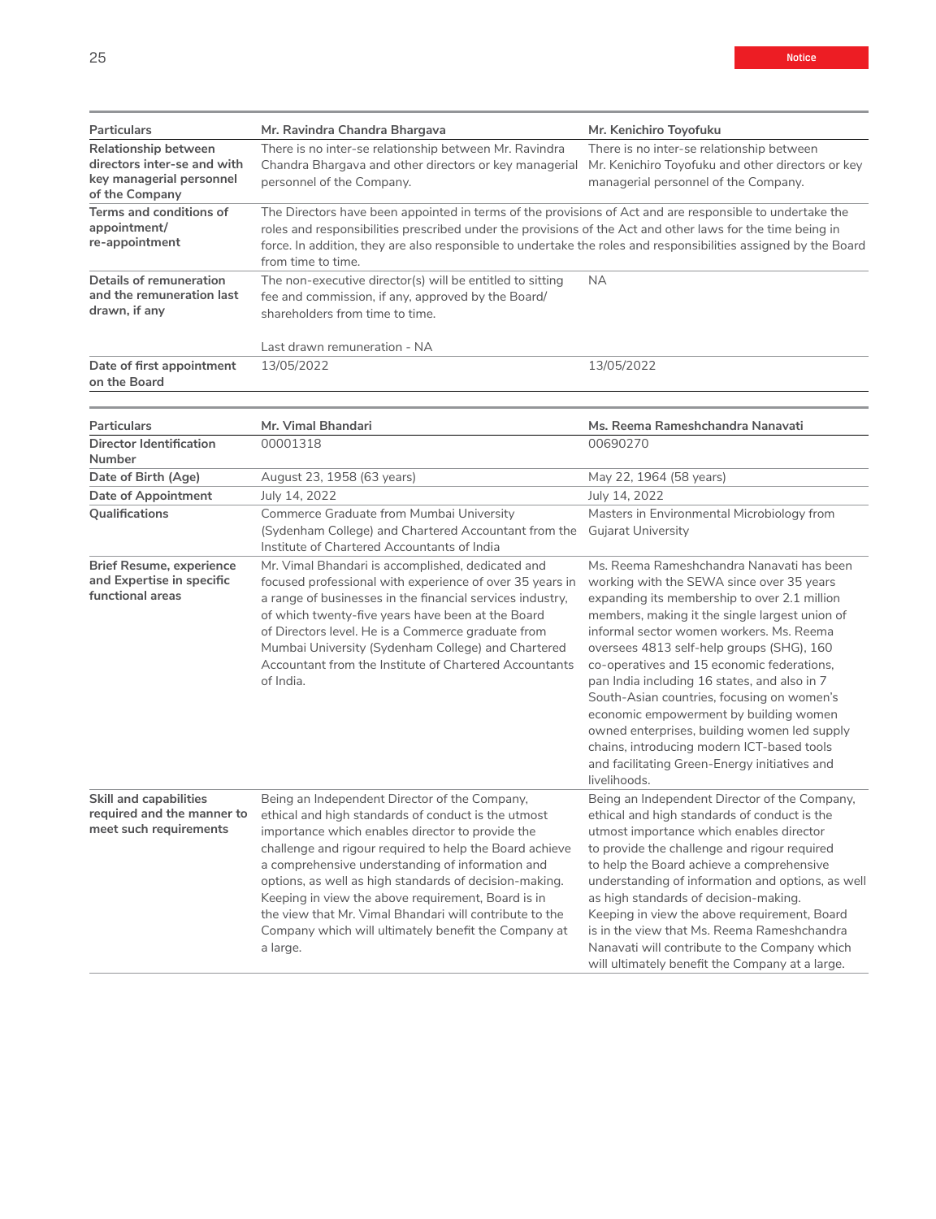| Particulars | Mr. Ravindra Chandra Bhargava | Mr. Kenichiro Toyofuku |
|---|---|---|
| Relationship between directors inter-se and with key managerial personnel of the Company | There is no inter-se relationship between Mr. Ravindra Chandra Bhargava and other directors or key managerial personnel of the Company. | There is no inter-se relationship between Mr. Kenichiro Toyofuku and other directors or key managerial personnel of the Company. |
| Terms and conditions of appointment/ re-appointment | The Directors have been appointed in terms of the provisions of Act and are responsible to undertake the roles and responsibilities prescribed under the provisions of the Act and other laws for the time being in force. In addition, they are also responsible to undertake the roles and responsibilities assigned by the Board from time to time. | |
| Details of remuneration and the remuneration last drawn, if any | The non-executive director(s) will be entitled to sitting fee and commission, if any, approved by the Board/ shareholders from time to time.<br><br>Last drawn remuneration - NA | NA |
| Date of first appointment on the Board | 13/05/2022 | 13/05/2022 |

| Particulars | Mr. Vimal Bhandari | Ms. Reema Rameshchandra Nanavati |
|---|---|---|
| Director Identification Number | 00001318 | 00690270 |
| Date of Birth (Age) | August 23, 1958 (63 years) | May 22, 1964 (58 years) |
| Date of Appointment | July 14, 2022 | July 14, 2022 |
| Qualifications | Commerce Graduate from Mumbai University (Sydenham College) and Chartered Accountant from the Institute of Chartered Accountants of India | Masters in Environmental Microbiology from Gujarat University |
| Brief Resume, experience and Expertise in specific functional areas | Mr. Vimal Bhandari is accomplished, dedicated and focused professional with experience of over 35 years in a range of businesses in the financial services industry, of which twenty-five years have been at the Board of Directors level. He is a Commerce graduate from Mumbai University (Sydenham College) and Chartered Accountant from the Institute of Chartered Accountants of India. | Ms. Reema Rameshchandra Nanavati has been working with the SEWA since over 35 years expanding its membership to over 2.1 million members, making it the single largest union of informal sector women workers. Ms. Reema oversees 4813 self-help groups (SHG), 160 co-operatives and 15 economic federations, pan India including 16 states, and also in 7 South-Asian countries, focusing on women's economic empowerment by building women owned enterprises, building women led supply chains, introducing modern ICT-based tools and facilitating Green-Energy initiatives and livelihoods. |
| Skill and capabilities required and the manner to meet such requirements | Being an Independent Director of the Company, ethical and high standards of conduct is the utmost importance which enables director to provide the challenge and rigour required to help the Board achieve a comprehensive understanding of information and options, as well as high standards of decision-making. Keeping in view the above requirement, Board is in the view that Mr. Vimal Bhandari will contribute to the Company which will ultimately benefit the Company at a large. | Being an Independent Director of the Company, ethical and high standards of conduct is the utmost importance which enables director to provide the challenge and rigour required to help the Board achieve a comprehensive understanding of information and options, as well as high standards of decision-making. Keeping in view the above requirement, Board is in the view that Ms. Reema Rameshchandra Nanavati will contribute to the Company which will ultimately benefit the Company at a large. |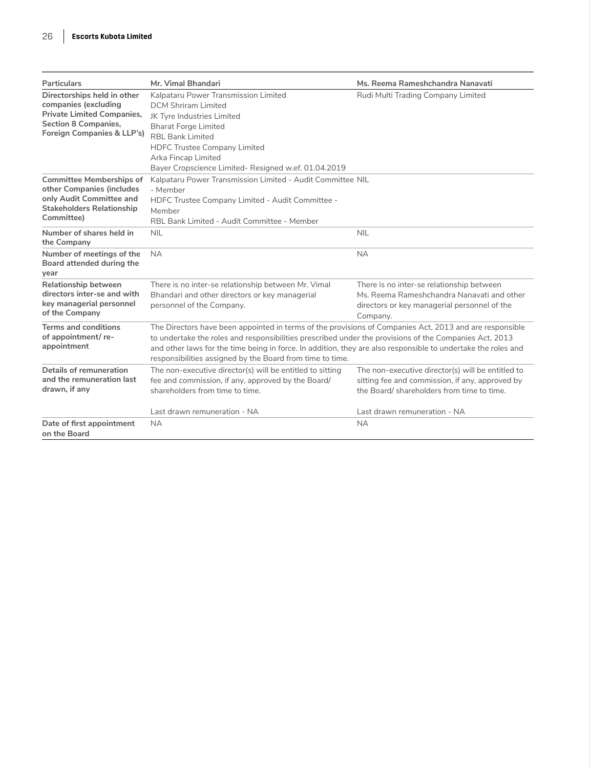| Particulars | Mr. Vimal Bhandari | Ms. Reema Rameshchandra Nanavati |
|---|---|---|
| **Directorships held in other companies (excluding Private Limited Companies, Section 8 Companies, Foreign Companies & LLP's)** | Kalpataru Power Transmission Limited<br>DCM Shriram Limited<br>JK Tyre Industries Limited<br>Bharat Forge Limited<br>RBL Bank Limited<br>HDFC Trustee Company Limited<br>Arka Fincap Limited<br>Bayer Cropscience Limited- Resigned w.ef. 01.04.2019 | Rudi Multi Trading Company Limited |
| **Committee Memberships of other Companies (includes only Audit Committee and Stakeholders Relationship Committee)** | Kalpataru Power Transmission Limited - Audit Committee - Member<br>HDFC Trustee Company Limited - Audit Committee - Member<br>RBL Bank Limited - Audit Committee - Member | NIL |
| **Number of shares held in the Company** | NIL | NIL |
| **Number of meetings of the Board attended during the year** | NA | NA |
| **Relationship between directors inter-se and with key managerial personnel of the Company** | There is no inter-se relationship between Mr. Vimal Bhandari and other directors or key managerial personnel of the Company. | There is no inter-se relationship between Ms. Reema Rameshchandra Nanavati and other directors or key managerial personnel of the Company. |
| **Terms and conditions of appointment/ re-appointment** | The Directors have been appointed in terms of the provisions of Companies Act, 2013 and are responsible to undertake the roles and responsibilities prescribed under the provisions of the Companies Act, 2013 and other laws for the time being in force. In addition, they are also responsible to undertake the roles and responsibilities assigned by the Board from time to time. | |
| **Details of remuneration and the remuneration last drawn, if any** | The non-executive director(s) will be entitled to sitting fee and commission, if any, approved by the Board/ shareholders from time to time.<br><br>Last drawn remuneration - NA | The non-executive director(s) will be entitled to sitting fee and commission, if any, approved by the Board/ shareholders from time to time.<br><br>Last drawn remuneration - NA |
| **Date of first appointment on the Board** | NA | NA |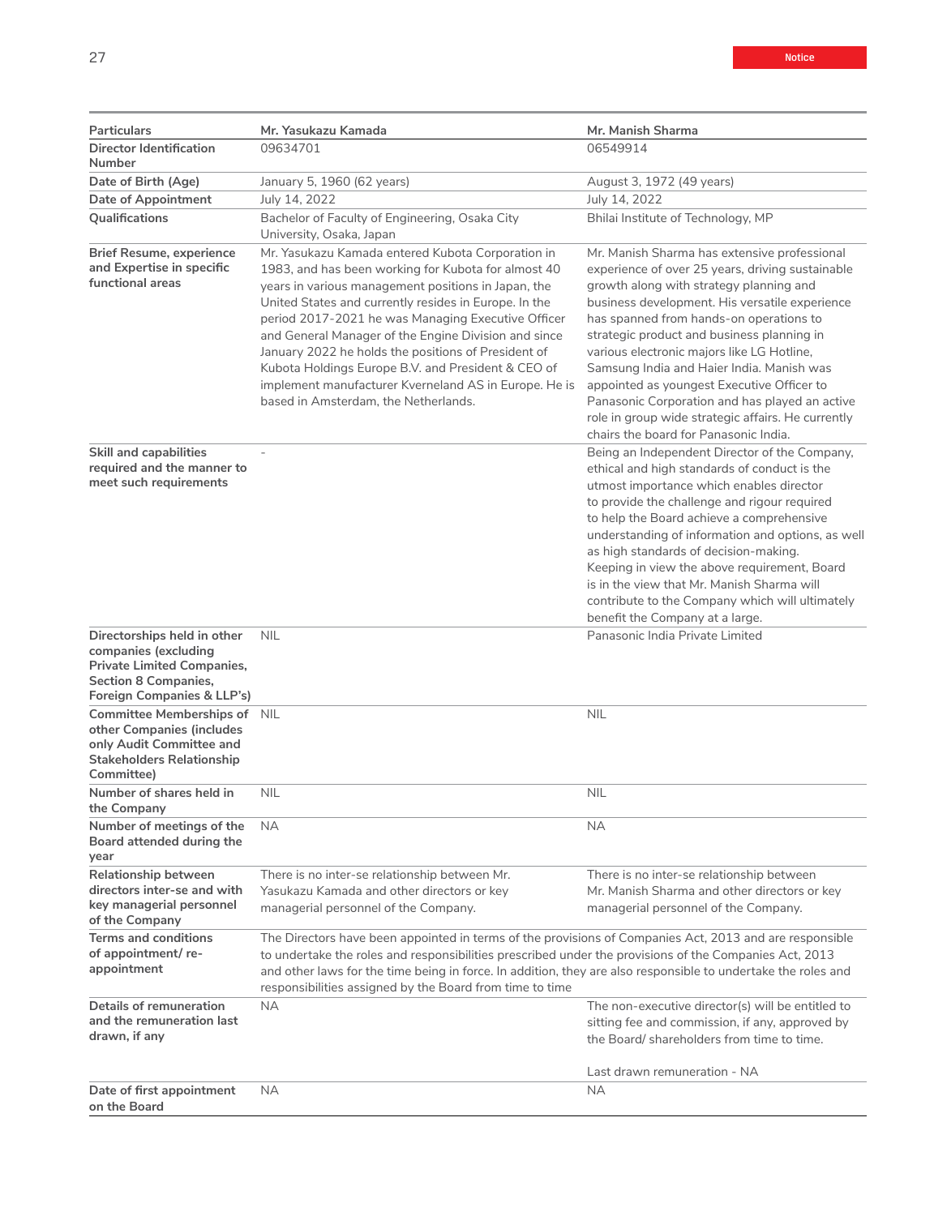| Particulars | Mr. Yasukazu Kamada | Mr. Manish Sharma |
|---|---|---|
| **Director Identification Number** | 09634701 | 06549914 |
| **Date of Birth (Age)** | January 5, 1960 (62 years) | August 3, 1972 (49 years) |
| **Date of Appointment** | July 14, 2022 | July 14, 2022 |
| **Qualifications** | Bachelor of Faculty of Engineering, Osaka City University, Osaka, Japan | Bhilai Institute of Technology, MP |
| **Brief Resume, experience and Expertise in specific functional areas** | Mr. Yasukazu Kamada entered Kubota Corporation in 1983, and has been working for Kubota for almost 40 years in various management positions in Japan, the United States and currently resides in Europe. In the period 2017-2021 he was Managing Executive Officer and General Manager of the Engine Division and since January 2022 he holds the positions of President of Kubota Holdings Europe B.V. and President & CEO of implement manufacturer Kverneland AS in Europe. He is based in Amsterdam, the Netherlands. | Mr. Manish Sharma has extensive professional experience of over 25 years, driving sustainable growth along with strategy planning and business development. His versatile experience has spanned from hands-on operations to strategic product and business planning in various electronic majors like LG Hotline, Samsung India and Haier India. Manish was appointed as youngest Executive Officer to Panasonic Corporation and has played an active role in group wide strategic affairs. He currently chairs the board for Panasonic India. |
| **Skill and capabilities required and the manner to meet such requirements** | - | Being an Independent Director of the Company, ethical and high standards of conduct is the utmost importance which enables director to provide the challenge and rigour required to help the Board achieve a comprehensive understanding of information and options, as well as high standards of decision-making. Keeping in view the above requirement, Board is in the view that Mr. Manish Sharma will contribute to the Company which will ultimately benefit the Company at a large. |
| **Directorships held in other companies (excluding Private Limited Companies, Section 8 Companies, Foreign Companies & LLP's)** | NIL | Panasonic India Private Limited |
| **Committee Memberships of other Companies (includes only Audit Committee and Stakeholders Relationship Committee)** | NIL | NIL |
| **Number of shares held in the Company** | NIL | NIL |
| **Number of meetings of the Board attended during the year** | NA | NA |
| **Relationship between directors inter-se and with key managerial personnel of the Company** | There is no inter-se relationship between Mr. Yasukazu Kamada and other directors or key managerial personnel of the Company. | There is no inter-se relationship between Mr. Manish Sharma and other directors or key managerial personnel of the Company. |
| **Terms and conditions of appointment/ re-appointment** | The Directors have been appointed in terms of the provisions of Companies Act, 2013 and are responsible to undertake the roles and responsibilities prescribed under the provisions of the Companies Act, 2013 and other laws for the time being in force. In addition, they are also responsible to undertake the roles and responsibilities assigned by the Board from time to time | |
| **Details of remuneration and the remuneration last drawn, if any** | NA | The non-executive director(s) will be entitled to sitting fee and commission, if any, approved by the Board/ shareholders from time to time.<br><br>Last drawn remuneration - NA |
| **Date of first appointment on the Board** | NA | NA |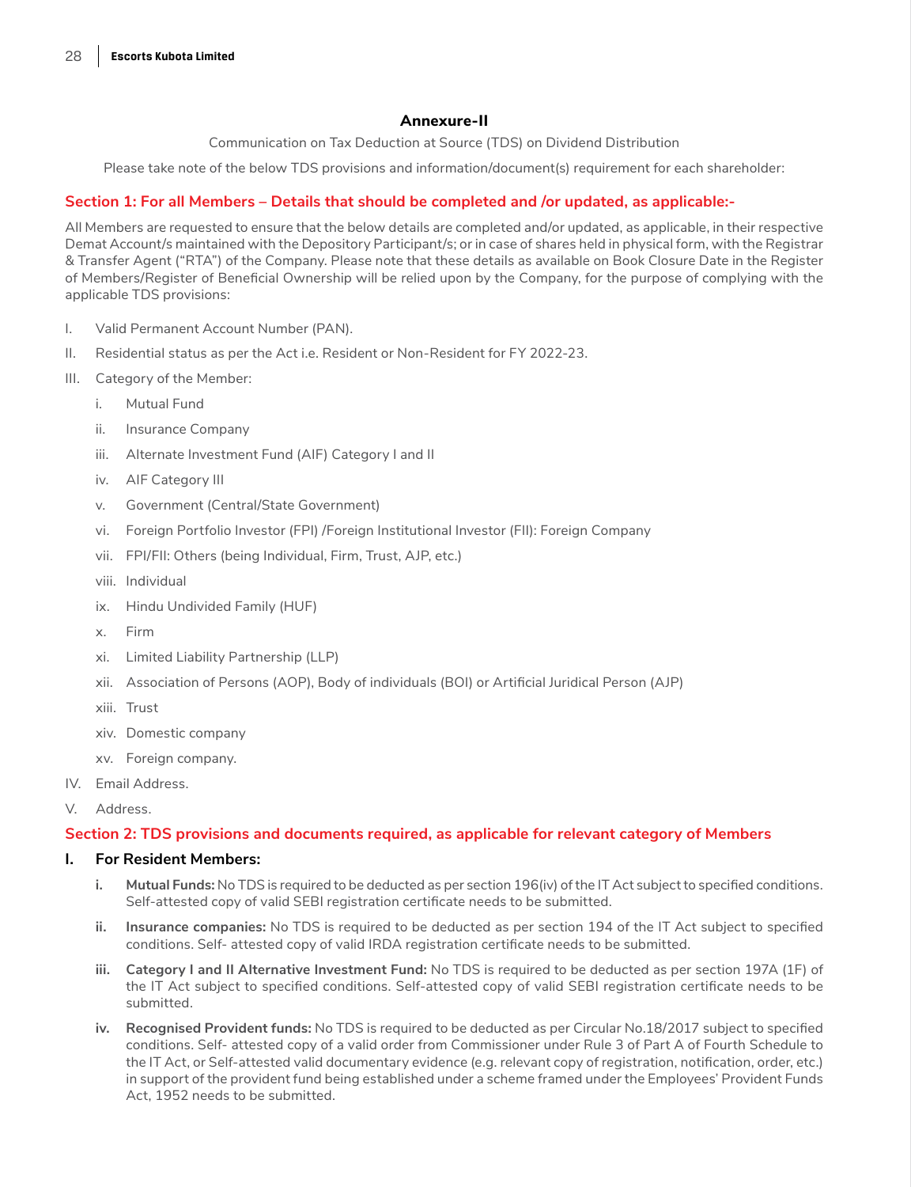## Annexure-II

Communication on Tax Deduction at Source (TDS) on Dividend Distribution

Please take note of the below TDS provisions and information/document(s) requirement for each shareholder:

### Section 1: For all Members – Details that should be completed and /or updated, as applicable:-

All Members are requested to ensure that the below details are completed and/or updated, as applicable, in their respective Demat Account/s maintained with the Depository Participant/s; or in case of shares held in physical form, with the Registrar & Transfer Agent ("RTA") of the Company. Please note that these details as available on Book Closure Date in the Register of Members/Register of Beneficial Ownership will be relied upon by the Company, for the purpose of complying with the applicable TDS provisions:

I. Valid Permanent Account Number (PAN).

II. Residential status as per the Act i.e. Resident or Non-Resident for FY 2022-23.

III. Category of the Member:

   i. Mutual Fund

   ii. Insurance Company

   iii. Alternate Investment Fund (AIF) Category I and II

   iv. AIF Category III

   v. Government (Central/State Government)

   vi. Foreign Portfolio Investor (FPI) /Foreign Institutional Investor (FII): Foreign Company

   vii. FPI/FII: Others (being Individual, Firm, Trust, AJP, etc.)

   viii. Individual

   ix. Hindu Undivided Family (HUF)

   x. Firm

   xi. Limited Liability Partnership (LLP)

   xii. Association of Persons (AOP), Body of individuals (BOI) or Artificial Juridical Person (AJP)

   xiii. Trust

   xiv. Domestic company

   xv. Foreign company.

IV. Email Address.

V. Address.

### Section 2: TDS provisions and documents required, as applicable for relevant category of Members

**I. For Resident Members:**

   **i. Mutual Funds:** No TDS is required to be deducted as per section 196(iv) of the IT Act subject to specified conditions. Self-attested copy of valid SEBI registration certificate needs to be submitted.

   **ii. Insurance companies:** No TDS is required to be deducted as per section 194 of the IT Act subject to specified conditions. Self- attested copy of valid IRDA registration certificate needs to be submitted.

   **iii. Category I and II Alternative Investment Fund:** No TDS is required to be deducted as per section 197A (1F) of the IT Act subject to specified conditions. Self-attested copy of valid SEBI registration certificate needs to be submitted.

   **iv. Recognised Provident funds:** No TDS is required to be deducted as per Circular No.18/2017 subject to specified conditions. Self- attested copy of a valid order from Commissioner under Rule 3 of Part A of Fourth Schedule to the IT Act, or Self-attested valid documentary evidence (e.g. relevant copy of registration, notification, order, etc.) in support of the provident fund being established under a scheme framed under the Employees' Provident Funds Act, 1952 needs to be submitted.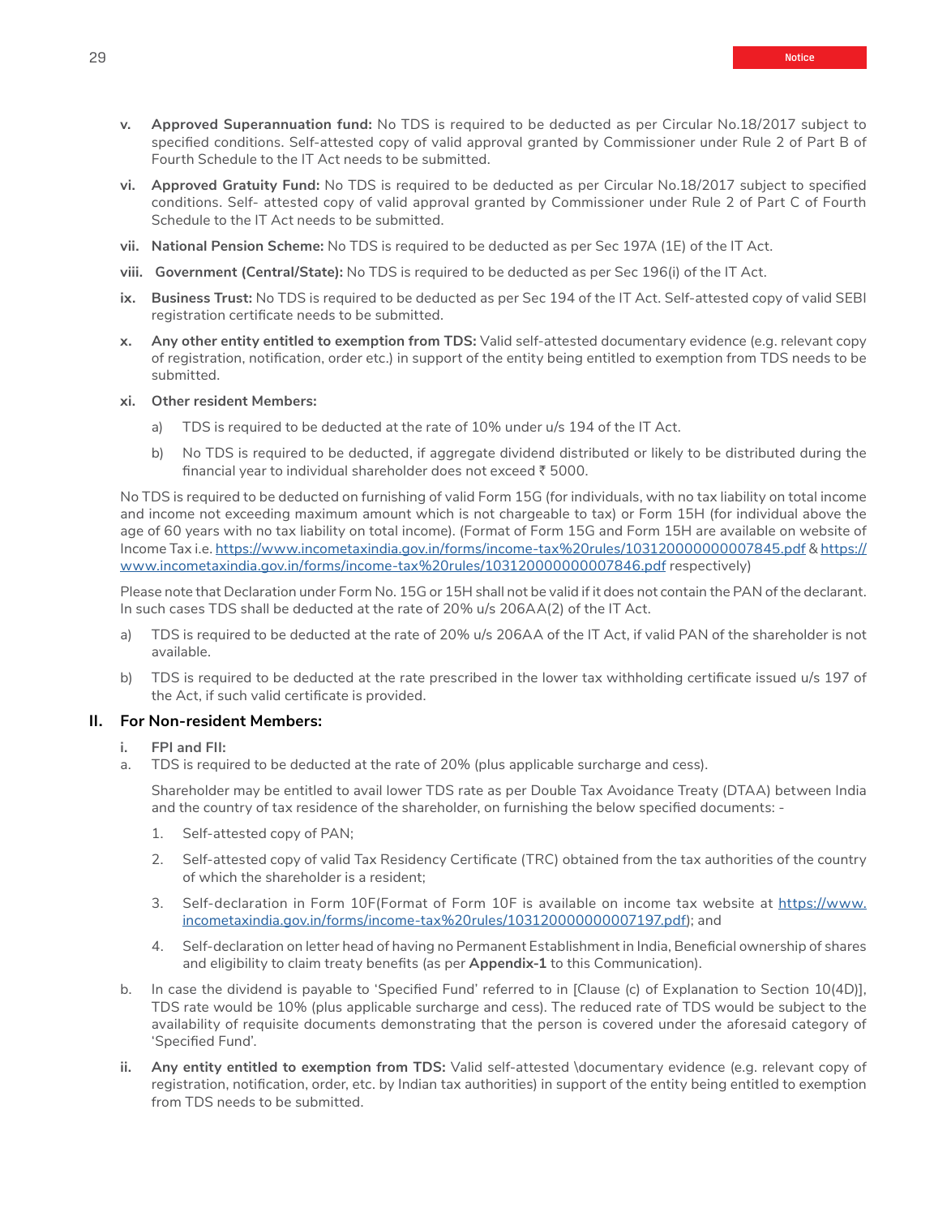v. **Approved Superannuation fund:** No TDS is required to be deducted as per Circular No.18/2017 subject to specified conditions. Self-attested copy of valid approval granted by Commissioner under Rule 2 of Part B of Fourth Schedule to the IT Act needs to be submitted.

vi. **Approved Gratuity Fund:** No TDS is required to be deducted as per Circular No.18/2017 subject to specified conditions. Self- attested copy of valid approval granted by Commissioner under Rule 2 of Part C of Fourth Schedule to the IT Act needs to be submitted.

vii. **National Pension Scheme:** No TDS is required to be deducted as per Sec 197A (1E) of the IT Act.

viii. **Government (Central/State):** No TDS is required to be deducted as per Sec 196(i) of the IT Act.

ix. **Business Trust:** No TDS is required to be deducted as per Sec 194 of the IT Act. Self-attested copy of valid SEBI registration certificate needs to be submitted.

x. **Any other entity entitled to exemption from TDS:** Valid self-attested documentary evidence (e.g. relevant copy of registration, notification, order etc.) in support of the entity being entitled to exemption from TDS needs to be submitted.

xi. **Other resident Members:**

a) TDS is required to be deducted at the rate of 10% under u/s 194 of the IT Act.

b) No TDS is required to be deducted, if aggregate dividend distributed or likely to be distributed during the financial year to individual shareholder does not exceed ₹ 5000.

No TDS is required to be deducted on furnishing of valid Form 15G (for individuals, with no tax liability on total income and income not exceeding maximum amount which is not chargeable to tax) or Form 15H (for individual above the age of 60 years with no tax liability on total income). (Format of Form 15G and Form 15H are available on website of Income Tax i.e. https://www.incometaxindia.gov.in/forms/income-tax%20rules/103120000000007845.pdf & https://www.incometaxindia.gov.in/forms/income-tax%20rules/103120000000007846.pdf respectively)

Please note that Declaration under Form No. 15G or 15H shall not be valid if it does not contain the PAN of the declarant. In such cases TDS shall be deducted at the rate of 20% u/s 206AA(2) of the IT Act.

a) TDS is required to be deducted at the rate of 20% u/s 206AA of the IT Act, if valid PAN of the shareholder is not available.

b) TDS is required to be deducted at the rate prescribed in the lower tax withholding certificate issued u/s 197 of the Act, if such valid certificate is provided.

## II. For Non-resident Members:

i. **FPI and FII:**

a. TDS is required to be deducted at the rate of 20% (plus applicable surcharge and cess).

Shareholder may be entitled to avail lower TDS rate as per Double Tax Avoidance Treaty (DTAA) between India and the country of tax residence of the shareholder, on furnishing the below specified documents: -

1. Self-attested copy of PAN;
2. Self-attested copy of valid Tax Residency Certificate (TRC) obtained from the tax authorities of the country of which the shareholder is a resident;
3. Self-declaration in Form 10F(Format of Form 10F is available on income tax website at https://www.incometaxindia.gov.in/forms/income-tax%20rules/103120000000007197.pdf); and
4. Self-declaration on letter head of having no Permanent Establishment in India, Beneficial ownership of shares and eligibility to claim treaty benefits (as per **Appendix-1** to this Communication).

b. In case the dividend is payable to 'Specified Fund' referred to in [Clause (c) of Explanation to Section 10(4D)], TDS rate would be 10% (plus applicable surcharge and cess). The reduced rate of TDS would be subject to the availability of requisite documents demonstrating that the person is covered under the aforesaid category of 'Specified Fund'.

ii. **Any entity entitled to exemption from TDS:** Valid self-attested \documentary evidence (e.g. relevant copy of registration, notification, order, etc. by Indian tax authorities) in support of the entity being entitled to exemption from TDS needs to be submitted.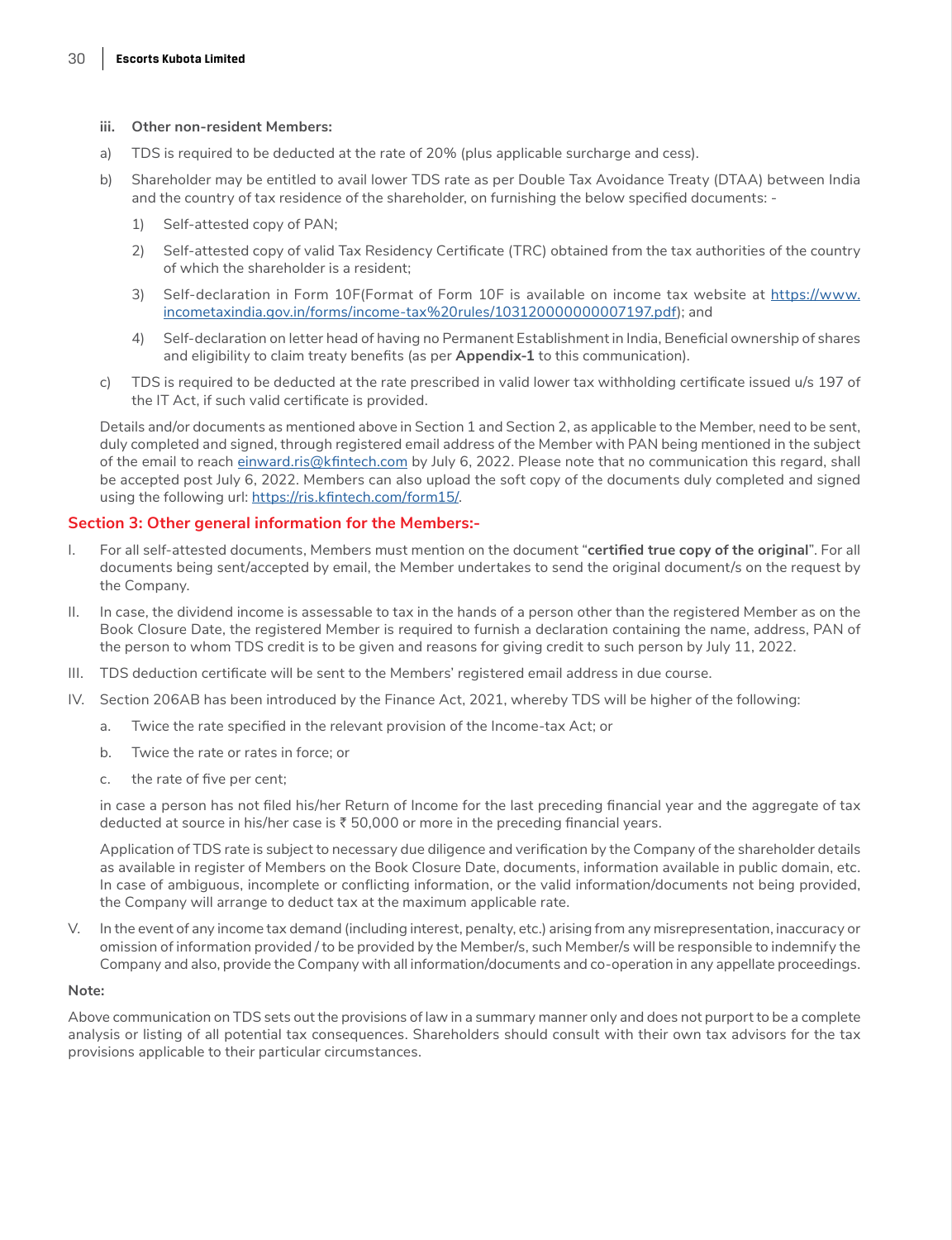**iii. Other non-resident Members:**

a) TDS is required to be deducted at the rate of 20% (plus applicable surcharge and cess).

b) Shareholder may be entitled to avail lower TDS rate as per Double Tax Avoidance Treaty (DTAA) between India and the country of tax residence of the shareholder, on furnishing the below specified documents: -

   1) Self-attested copy of PAN;

   2) Self-attested copy of valid Tax Residency Certificate (TRC) obtained from the tax authorities of the country of which the shareholder is a resident;

   3) Self-declaration in Form 10F(Format of Form 10F is available on income tax website at [https://www.incometaxindia.gov.in/forms/income-tax%20rules/103120000000007197.pdf](https://www.incometaxindia.gov.in/forms/income-tax%20rules/103120000000007197.pdf)); and

   4) Self-declaration on letter head of having no Permanent Establishment in India, Beneficial ownership of shares and eligibility to claim treaty benefits (as per **Appendix-1** to this communication).

c) TDS is required to be deducted at the rate prescribed in valid lower tax withholding certificate issued u/s 197 of the IT Act, if such valid certificate is provided.

Details and/or documents as mentioned above in Section 1 and Section 2, as applicable to the Member, need to be sent, duly completed and signed, through registered email address of the Member with PAN being mentioned in the subject of the email to reach einward.ris@kfintech.com by July 6, 2022. Please note that no communication this regard, shall be accepted post July 6, 2022. Members can also upload the soft copy of the documents duly completed and signed using the following url: [https://ris.kfintech.com/form15/](https://ris.kfintech.com/form15/).

## Section 3: Other general information for the Members:-

I. For all self-attested documents, Members must mention on the document "**certified true copy of the original**". For all documents being sent/accepted by email, the Member undertakes to send the original document/s on the request by the Company.

II. In case, the dividend income is assessable to tax in the hands of a person other than the registered Member as on the Book Closure Date, the registered Member is required to furnish a declaration containing the name, address, PAN of the person to whom TDS credit is to be given and reasons for giving credit to such person by July 11, 2022.

III. TDS deduction certificate will be sent to the Members' registered email address in due course.

IV. Section 206AB has been introduced by the Finance Act, 2021, whereby TDS will be higher of the following:

   a. Twice the rate specified in the relevant provision of the Income-tax Act; or

   b. Twice the rate or rates in force; or

   c. the rate of five per cent;

   in case a person has not filed his/her Return of Income for the last preceding financial year and the aggregate of tax deducted at source in his/her case is ₹ 50,000 or more in the preceding financial years.

   Application of TDS rate is subject to necessary due diligence and verification by the Company of the shareholder details as available in register of Members on the Book Closure Date, documents, information available in public domain, etc. In case of ambiguous, incomplete or conflicting information, or the valid information/documents not being provided, the Company will arrange to deduct tax at the maximum applicable rate.

V. In the event of any income tax demand (including interest, penalty, etc.) arising from any misrepresentation, inaccuracy or omission of information provided / to be provided by the Member/s, such Member/s will be responsible to indemnify the Company and also, provide the Company with all information/documents and co-operation in any appellate proceedings.

**Note:**

Above communication on TDS sets out the provisions of law in a summary manner only and does not purport to be a complete analysis or listing of all potential tax consequences. Shareholders should consult with their own tax advisors for the tax provisions applicable to their particular circumstances.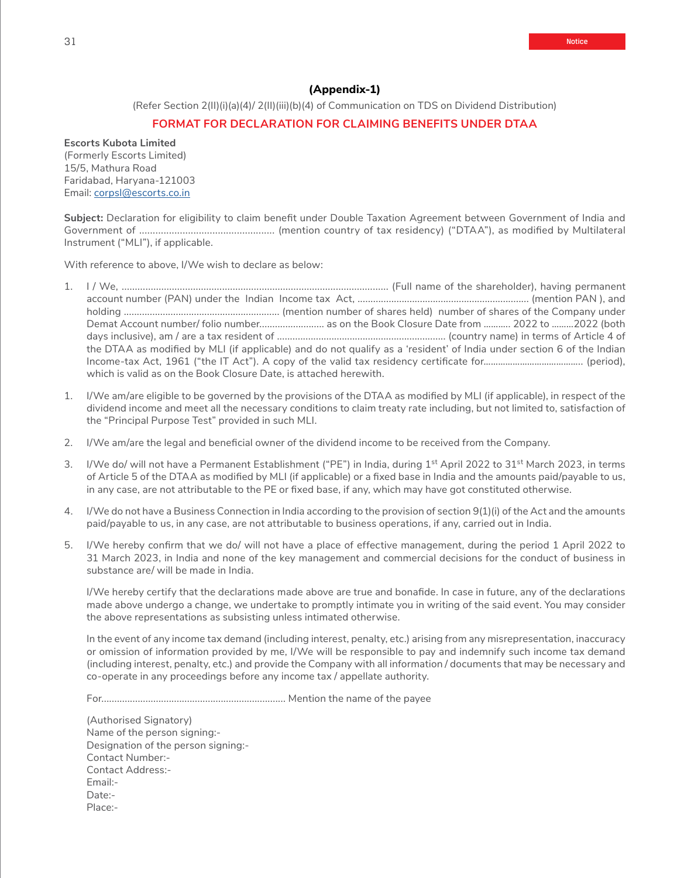## (Appendix-1)

(Refer Section 2(II)(i)(a)(4)/ 2(II)(iii)(b)(4) of Communication on TDS on Dividend Distribution)

## FORMAT FOR DECLARATION FOR CLAIMING BENEFITS UNDER DTAA

**Escorts Kubota Limited**
(Formerly Escorts Limited)
15/5, Mathura Road
Faridabad, Haryana-121003
Email: corpsl@escorts.co.in

**Subject:** Declaration for eligibility to claim benefit under Double Taxation Agreement between Government of India and Government of ................................................ (mention country of tax residency) ("DTAA"), as modified by Multilateral Instrument ("MLI"), if applicable.

With reference to above, I/We wish to declare as below:

1. I / We, ..................................................................................................... (Full name of the shareholder), having permanent account number (PAN) under the Indian Income tax Act, ................................................................. (mention PAN ), and holding ........................................................... (mention number of shares held) number of shares of the Company under Demat Account number/ folio number......................... as on the Book Closure Date from ........... 2022 to .........2022 (both days inclusive), am / are a tax resident of ................................................................ (country name) in terms of Article 4 of the DTAA as modified by MLI (if applicable) and do not qualify as a 'resident' of India under section 6 of the Indian Income-tax Act, 1961 ("the IT Act"). A copy of the valid tax residency certificate for........................................ (period), which is valid as on the Book Closure Date, is attached herewith.

1. I/We am/are eligible to be governed by the provisions of the DTAA as modified by MLI (if applicable), in respect of the dividend income and meet all the necessary conditions to claim treaty rate including, but not limited to, satisfaction of the "Principal Purpose Test" provided in such MLI.

2. I/We am/are the legal and beneficial owner of the dividend income to be received from the Company.

3. I/We do/ will not have a Permanent Establishment ("PE") in India, during 1st April 2022 to 31st March 2023, in terms of Article 5 of the DTAA as modified by MLI (if applicable) or a fixed base in India and the amounts paid/payable to us, in any case, are not attributable to the PE or fixed base, if any, which may have got constituted otherwise.

4. I/We do not have a Business Connection in India according to the provision of section 9(1)(i) of the Act and the amounts paid/payable to us, in any case, are not attributable to business operations, if any, carried out in India.

5. I/We hereby confirm that we do/ will not have a place of effective management, during the period 1 April 2022 to 31 March 2023, in India and none of the key management and commercial decisions for the conduct of business in substance are/ will be made in India.

   I/We hereby certify that the declarations made above are true and bonafide. In case in future, any of the declarations made above undergo a change, we undertake to promptly intimate you in writing of the said event. You may consider the above representations as subsisting unless intimated otherwise.

   In the event of any income tax demand (including interest, penalty, etc.) arising from any misrepresentation, inaccuracy or omission of information provided by me, I/We will be responsible to pay and indemnify such income tax demand (including interest, penalty, etc.) and provide the Company with all information / documents that may be necessary and co-operate in any proceedings before any income tax / appellate authority.

   For....................................................................... Mention the name of the payee

   (Authorised Signatory)
   Name of the person signing:-
   Designation of the person signing:-
   Contact Number:-
   Contact Address:-
   Email:-
   Date:-
   Place:-